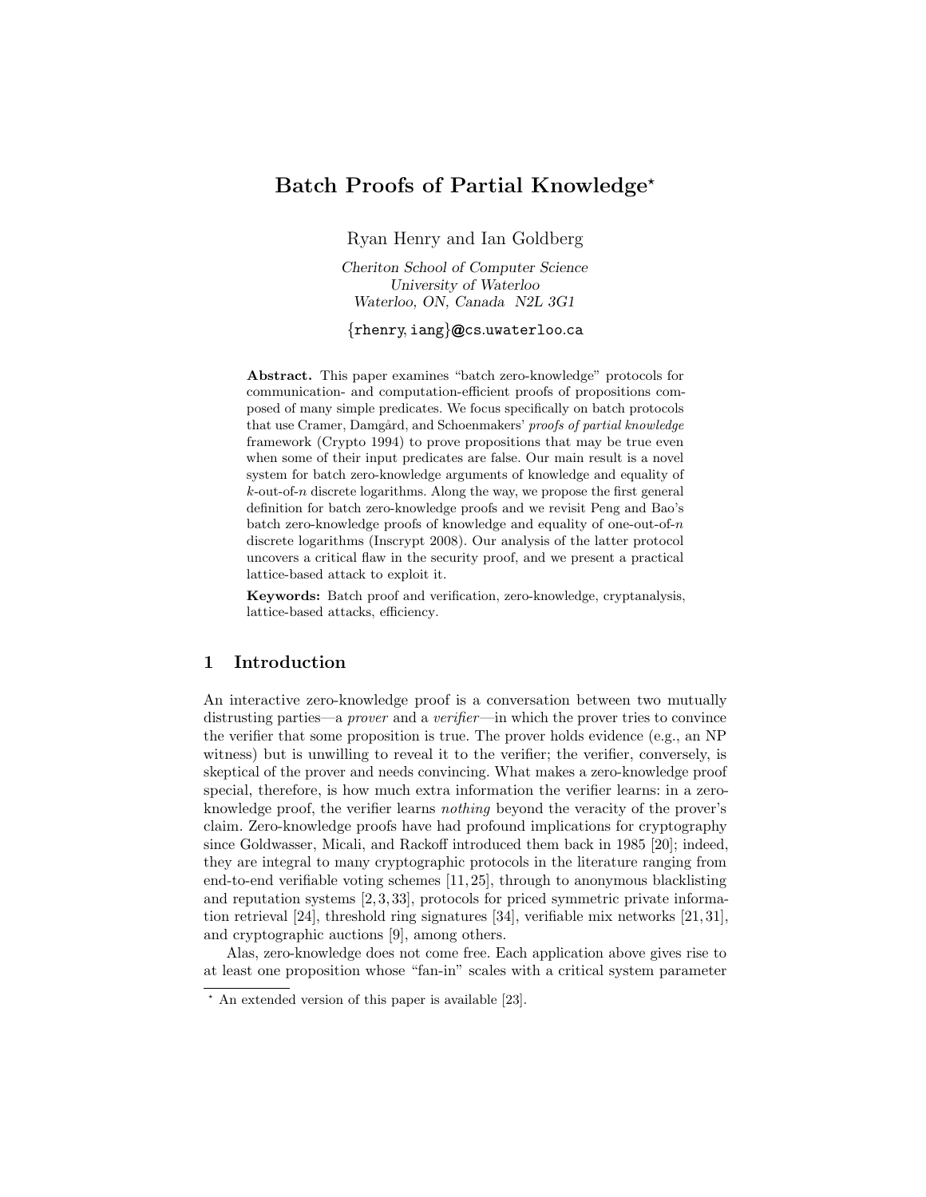# Batch Proofs of Partial Knowledge*

Ryan Henry and Ian Goldberg

*Cheriton School of Computer Science*
*University of Waterloo*
*Waterloo, ON, Canada N2L 3G1*

{rhenry, iang}@cs.uwaterloo.ca

**Abstract.** This paper examines "batch zero-knowledge" protocols for communication- and computation-efficient proofs of propositions composed of many simple predicates. We focus specifically on batch protocols that use Cramer, Damgård, and Schoenmakers' *proofs of partial knowledge* framework (Crypto 1994) to prove propositions that may be true even when some of their input predicates are false. Our main result is a novel system for batch zero-knowledge arguments of knowledge and equality of $k$-out-of-$n$ discrete logarithms. Along the way, we propose the first general definition for batch zero-knowledge proofs and we revisit Peng and Bao's batch zero-knowledge proofs of knowledge and equality of one-out-of-$n$ discrete logarithms (Inscrypt 2008). Our analysis of the latter protocol uncovers a critical flaw in the security proof, and we present a practical lattice-based attack to exploit it.

**Keywords:** Batch proof and verification, zero-knowledge, cryptanalysis, lattice-based attacks, efficiency.

## 1 Introduction

An interactive zero-knowledge proof is a conversation between two mutually distrusting parties—a *prover* and a *verifier*—in which the prover tries to convince the verifier that some proposition is true. The prover holds evidence (e.g., an NP witness) but is unwilling to reveal it to the verifier; the verifier, conversely, is skeptical of the prover and needs convincing. What makes a zero-knowledge proof special, therefore, is how much extra information the verifier learns: in a zero-knowledge proof, the verifier learns *nothing* beyond the veracity of the prover's claim. Zero-knowledge proofs have had profound implications for cryptography since Goldwasser, Micali, and Rackoff introduced them back in 1985 [20]; indeed, they are integral to many cryptographic protocols in the literature ranging from end-to-end verifiable voting schemes [11,25], through to anonymous blacklisting and reputation systems [2,3,33], protocols for priced symmetric private information retrieval [24], threshold ring signatures [34], verifiable mix networks [21,31], and cryptographic auctions [9], among others.

Alas, zero-knowledge does not come free. Each application above gives rise to at least one proposition whose "fan-in" scales with a critical system parameter

* An extended version of this paper is available [23].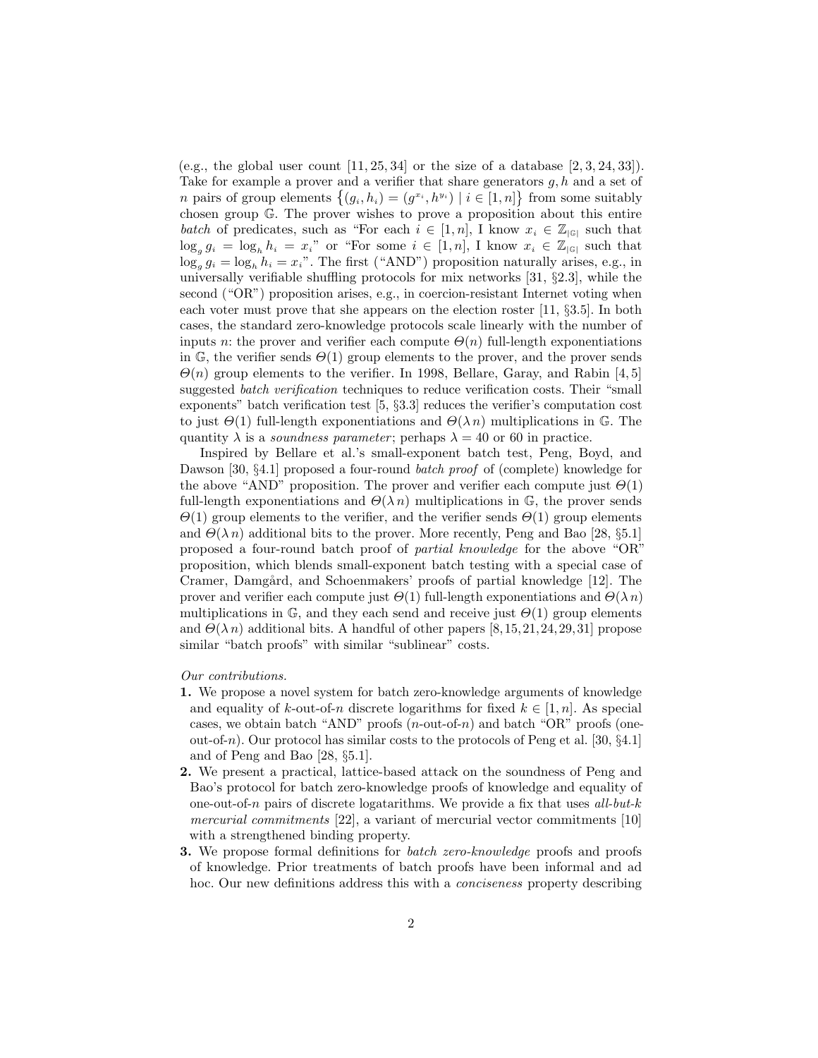(e.g., the global user count [11, 25, 34] or the size of a database [2, 3, 24, 33]). Take for example a prover and a verifier that share generators $g, h$ and a set of $n$ pairs of group elements $\{(g_i, h_i) = (g^{x_i}, h^{y_i}) \mid i \in [1, n]\}$ from some suitably chosen group $\mathbb{G}$. The prover wishes to prove a proposition about this entire *batch* of predicates, such as "For each $i \in [1, n]$, I know $x_i \in \mathbb{Z}_{|\mathbb{G}|}$ such that $\log_g g_i = \log_h h_i = x_i$" or "For some $i \in [1, n]$, I know $x_i \in \mathbb{Z}_{|\mathbb{G}|}$ such that $\log_g g_i = \log_h h_i = x_i$". The first ("AND") proposition naturally arises, e.g., in universally verifiable shuffling protocols for mix networks [31, §2.3], while the second ("OR") proposition arises, e.g., in coercion-resistant Internet voting when each voter must prove that she appears on the election roster [11, §3.5]. In both cases, the standard zero-knowledge protocols scale linearly with the number of inputs $n$: the prover and verifier each compute $\Theta(n)$ full-length exponentiations in $\mathbb{G}$, the verifier sends $\Theta(1)$ group elements to the prover, and the prover sends $\Theta(n)$ group elements to the verifier. In 1998, Bellare, Garay, and Rabin [4, 5] suggested *batch verification* techniques to reduce verification costs. Their "small exponents" batch verification test [5, §3.3] reduces the verifier's computation cost to just $\Theta(1)$ full-length exponentiations and $\Theta(\lambda n)$ multiplications in $\mathbb{G}$. The quantity $\lambda$ is a *soundness parameter*; perhaps $\lambda = 40$ or 60 in practice.

Inspired by Bellare et al.'s small-exponent batch test, Peng, Boyd, and Dawson [30, §4.1] proposed a four-round *batch proof* of (complete) knowledge for the above "AND" proposition. The prover and verifier each compute just $\Theta(1)$ full-length exponentiations and $\Theta(\lambda n)$ multiplications in $\mathbb{G}$, the prover sends $\Theta(1)$ group elements to the verifier, and the verifier sends $\Theta(1)$ group elements and $\Theta(\lambda n)$ additional bits to the prover. More recently, Peng and Bao [28, §5.1] proposed a four-round batch proof of *partial knowledge* for the above "OR" proposition, which blends small-exponent batch testing with a special case of Cramer, Damgård, and Schoenmakers' proofs of partial knowledge [12]. The prover and verifier each compute just $\Theta(1)$ full-length exponentiations and $\Theta(\lambda n)$ multiplications in $\mathbb{G}$, and they each send and receive just $\Theta(1)$ group elements and $\Theta(\lambda n)$ additional bits. A handful of other papers [8, 15, 21, 24, 29, 31] propose similar "batch proofs" with similar "sublinear" costs.

*Our contributions.*

1. We propose a novel system for batch zero-knowledge arguments of knowledge and equality of $k$-out-of-$n$ discrete logarithms for fixed $k \in [1, n]$. As special cases, we obtain batch "AND" proofs ($n$-out-of-$n$) and batch "OR" proofs (one-out-of-$n$). Our protocol has similar costs to the protocols of Peng et al. [30, §4.1] and of Peng and Bao [28, §5.1].
2. We present a practical, lattice-based attack on the soundness of Peng and Bao's protocol for batch zero-knowledge proofs of knowledge and equality of one-out-of-$n$ pairs of discrete logatarithms. We provide a fix that uses *all-but-k mercurial commitments* [22], a variant of mercurial vector commitments [10] with a strengthened binding property.
3. We propose formal definitions for *batch zero-knowledge* proofs and proofs of knowledge. Prior treatments of batch proofs have been informal and ad hoc. Our new definitions address this with a *conciseness* property describing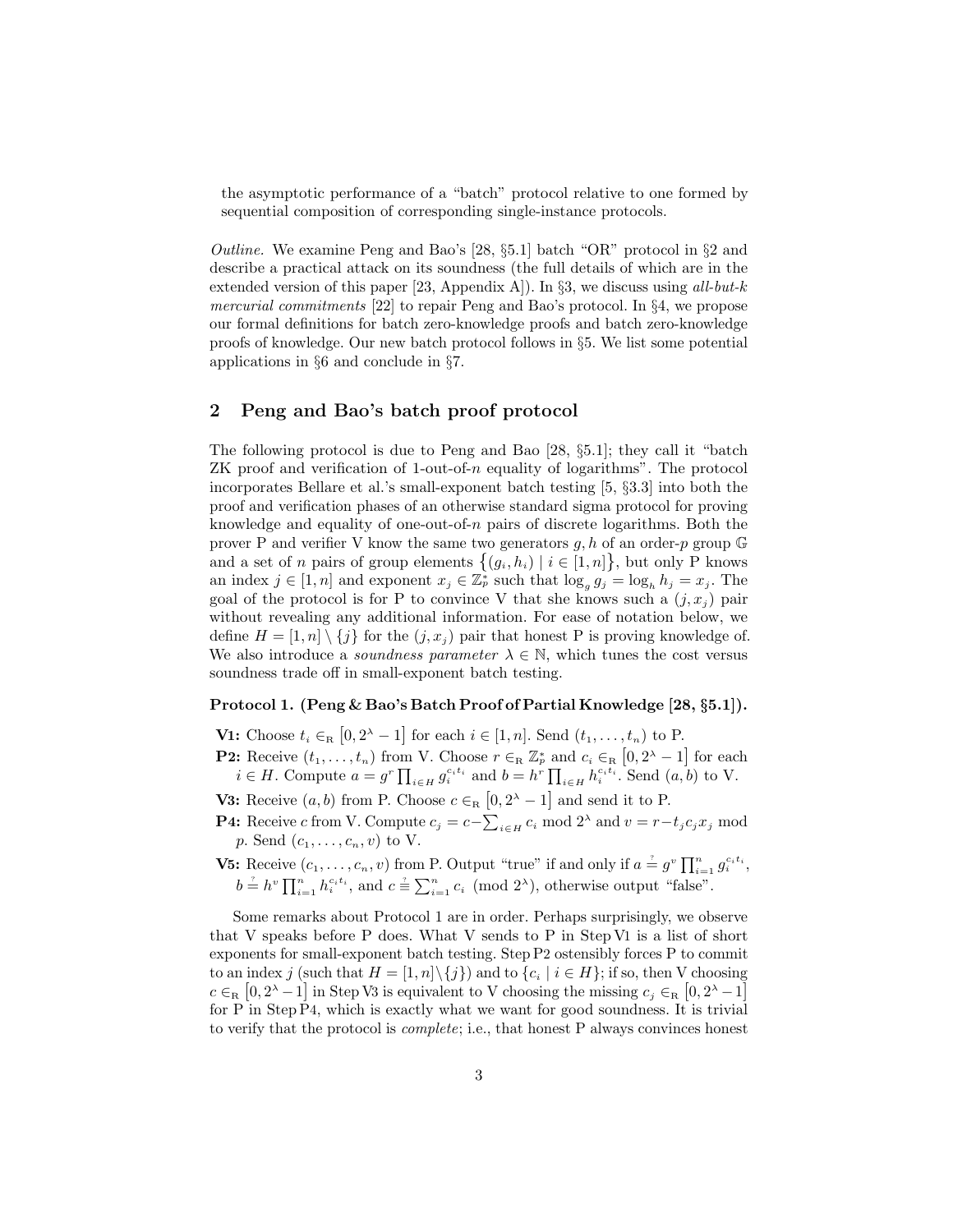the asymptotic performance of a "batch" protocol relative to one formed by sequential composition of corresponding single-instance protocols.

*Outline.* We examine Peng and Bao's [28, §5.1] batch "OR" protocol in §2 and describe a practical attack on its soundness (the full details of which are in the extended version of this paper [23, Appendix A]). In §3, we discuss using *all-but-k mercurial commitments* [22] to repair Peng and Bao's protocol. In §4, we propose our formal definitions for batch zero-knowledge proofs and batch zero-knowledge proofs of knowledge. Our new batch protocol follows in §5. We list some potential applications in §6 and conclude in §7.

## 2 Peng and Bao's batch proof protocol

The following protocol is due to Peng and Bao [28, §5.1]; they call it "batch ZK proof and verification of 1-out-of-$n$ equality of logarithms". The protocol incorporates Bellare et al.'s small-exponent batch testing [5, §3.3] into both the proof and verification phases of an otherwise standard sigma protocol for proving knowledge and equality of one-out-of-$n$ pairs of discrete logarithms. Both the prover P and verifier V know the same two generators $g, h$ of an order-$p$ group $\mathbb{G}$ and a set of $n$ pairs of group elements $\{(g_i, h_i) \mid i \in [1, n]\}$, but only P knows an index $j \in [1, n]$ and exponent $x_j \in \mathbb{Z}_p^*$ such that $\log_g g_j = \log_h h_j = x_j$. The goal of the protocol is for P to convince V that she knows such a $(j, x_j)$ pair without revealing any additional information. For ease of notation below, we define $H = [1, n] \setminus \{j\}$ for the $(j, x_j)$ pair that honest P is proving knowledge of. We also introduce a *soundness parameter* $\lambda \in \mathbb{N}$, which tunes the cost versus soundness trade off in small-exponent batch testing.

**Protocol 1. (Peng & Bao's Batch Proof of Partial Knowledge [28, §5.1]).**

**V1:** Choose $t_i \in_{\mathrm{R}} [0, 2^\lambda - 1]$ for each $i \in [1, n]$. Send $(t_1, \ldots, t_n)$ to P.

**P2:** Receive $(t_1, \ldots, t_n)$ from V. Choose $r \in_{\mathrm{R}} \mathbb{Z}_p^*$ and $c_i \in_{\mathrm{R}} [0, 2^\lambda - 1]$ for each $i \in H$. Compute $a = g^r \prod_{i \in H} g_i^{c_i t_i}$ and $b = h^r \prod_{i \in H} h_i^{c_i t_i}$. Send $(a, b)$ to V.

**V3:** Receive $(a, b)$ from P. Choose $c \in_{\mathrm{R}} [0, 2^\lambda - 1]$ and send it to P.

**P4:** Receive $c$ from V. Compute $c_j = c - \sum_{i \in H} c_i \bmod 2^\lambda$ and $v = r - t_j c_j x_j \bmod p$. Send $(c_1, \ldots, c_n, v)$ to V.

**V5:** Receive $(c_1, \ldots, c_n, v)$ from P. Output "true" if and only if $a \stackrel{?}{=} g^v \prod_{i=1}^n g_i^{c_i t_i}$, $b \stackrel{?}{=} h^v \prod_{i=1}^n h_i^{c_i t_i}$, and $c \stackrel{?}{\equiv} \sum_{i=1}^n c_i \pmod{2^\lambda}$, otherwise output "false".

Some remarks about Protocol 1 are in order. Perhaps surprisingly, we observe that V speaks before P does. What V sends to P in Step V1 is a list of short exponents for small-exponent batch testing. Step P2 ostensibly forces P to commit to an index $j$ (such that $H = [1, n] \setminus \{j\}$) and to $\{c_i \mid i \in H\}$; if so, then V choosing $c \in_{\mathrm{R}} [0, 2^\lambda - 1]$ in Step V3 is equivalent to V choosing the missing $c_j \in_{\mathrm{R}} [0, 2^\lambda - 1]$ for P in Step P4, which is exactly what we want for good soundness. It is trivial to verify that the protocol is *complete*; i.e., that honest P always convinces honest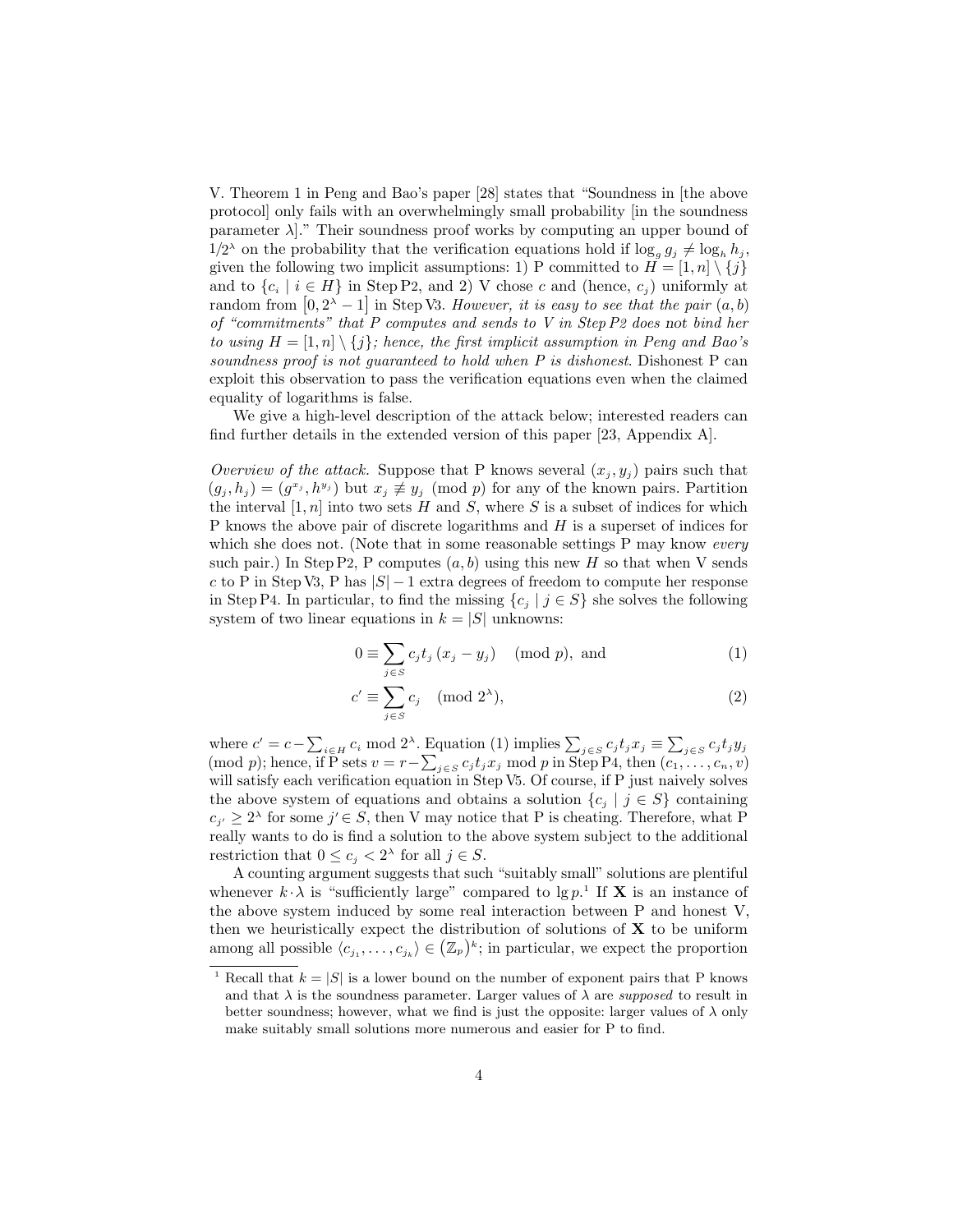V. Theorem 1 in Peng and Bao's paper [28] states that "Soundness in [the above protocol] only fails with an overwhelmingly small probability [in the soundness parameter $\lambda$]." Their soundness proof works by computing an upper bound of $1/2^{\lambda}$ on the probability that the verification equations hold if $\log_g g_j \neq \log_h h_j$, given the following two implicit assumptions: 1) P committed to $H = [1, n] \setminus \{j\}$ and to $\{c_i \mid i \in H\}$ in Step P2, and 2) V chose $c$ and (hence, $c_j$) uniformly at random from $[0, 2^{\lambda} - 1]$ in Step V3. *However, it is easy to see that the pair $(a, b)$ of "commitments" that P computes and sends to V in Step P2 does not bind her to using $H = [1, n] \setminus \{j\}$; hence, the first implicit assumption in Peng and Bao's soundness proof is not guaranteed to hold when P is dishonest.* Dishonest P can exploit this observation to pass the verification equations even when the claimed equality of logarithms is false.

We give a high-level description of the attack below; interested readers can find further details in the extended version of this paper [23, Appendix A].

*Overview of the attack.* Suppose that P knows several $(x_j, y_j)$ pairs such that $(g_j, h_j) = (g^{x_j}, h^{y_j})$ but $x_j \not\equiv y_j \pmod{p}$ for any of the known pairs. Partition the interval $[1, n]$ into two sets $H$ and $S$, where $S$ is a subset of indices for which P knows the above pair of discrete logarithms and $H$ is a superset of indices for which she does not. (Note that in some reasonable settings P may know *every* such pair.) In Step P2, P computes $(a, b)$ using this new $H$ so that when V sends $c$ to P in Step V3, P has $|S| - 1$ extra degrees of freedom to compute her response in Step P4. In particular, to find the missing $\{c_j \mid j \in S\}$ she solves the following system of two linear equations in $k = |S|$ unknowns:

$$0 \equiv \sum_{j \in S} c_j t_j (x_j - y_j) \pmod{p}, \text{ and} \tag{1}$$

$$c' \equiv \sum_{j \in S} c_j \pmod{2^{\lambda}}, \tag{2}$$

where $c' = c - \sum_{i \in H} c_i \bmod 2^{\lambda}$. Equation (1) implies $\sum_{j \in S} c_j t_j x_j \equiv \sum_{j \in S} c_j t_j y_j \pmod{p}$; hence, if P sets $v = r - \sum_{j \in S} c_j t_j x_j \bmod p$ in Step P4, then $(c_1, \ldots, c_n, v)$ will satisfy each verification equation in Step V5. Of course, if P just naively solves the above system of equations and obtains a solution $\{c_j \mid j \in S\}$ containing $c_{j'} \geq 2^{\lambda}$ for some $j' \in S$, then V may notice that P is cheating. Therefore, what P really wants to do is find a solution to the above system subject to the additional restriction that $0 \leq c_j < 2^{\lambda}$ for all $j \in S$.

A counting argument suggests that such "suitably small" solutions are plentiful whenever $k \cdot \lambda$ is "sufficiently large" compared to $\lg p$.[1] If $\mathbf{X}$ is an instance of the above system induced by some real interaction between P and honest V, then we heuristically expect the distribution of solutions of $\mathbf{X}$ to be uniform among all possible $\langle c_{j_1}, \ldots, c_{j_k} \rangle \in (\mathbb{Z}_p)^k$; in particular, we expect the proportion

[1] Recall that $k = |S|$ is a lower bound on the number of exponent pairs that P knows and that $\lambda$ is the soundness parameter. Larger values of $\lambda$ are *supposed* to result in better soundness; however, what we find is just the opposite: larger values of $\lambda$ only make suitably small solutions more numerous and easier for P to find.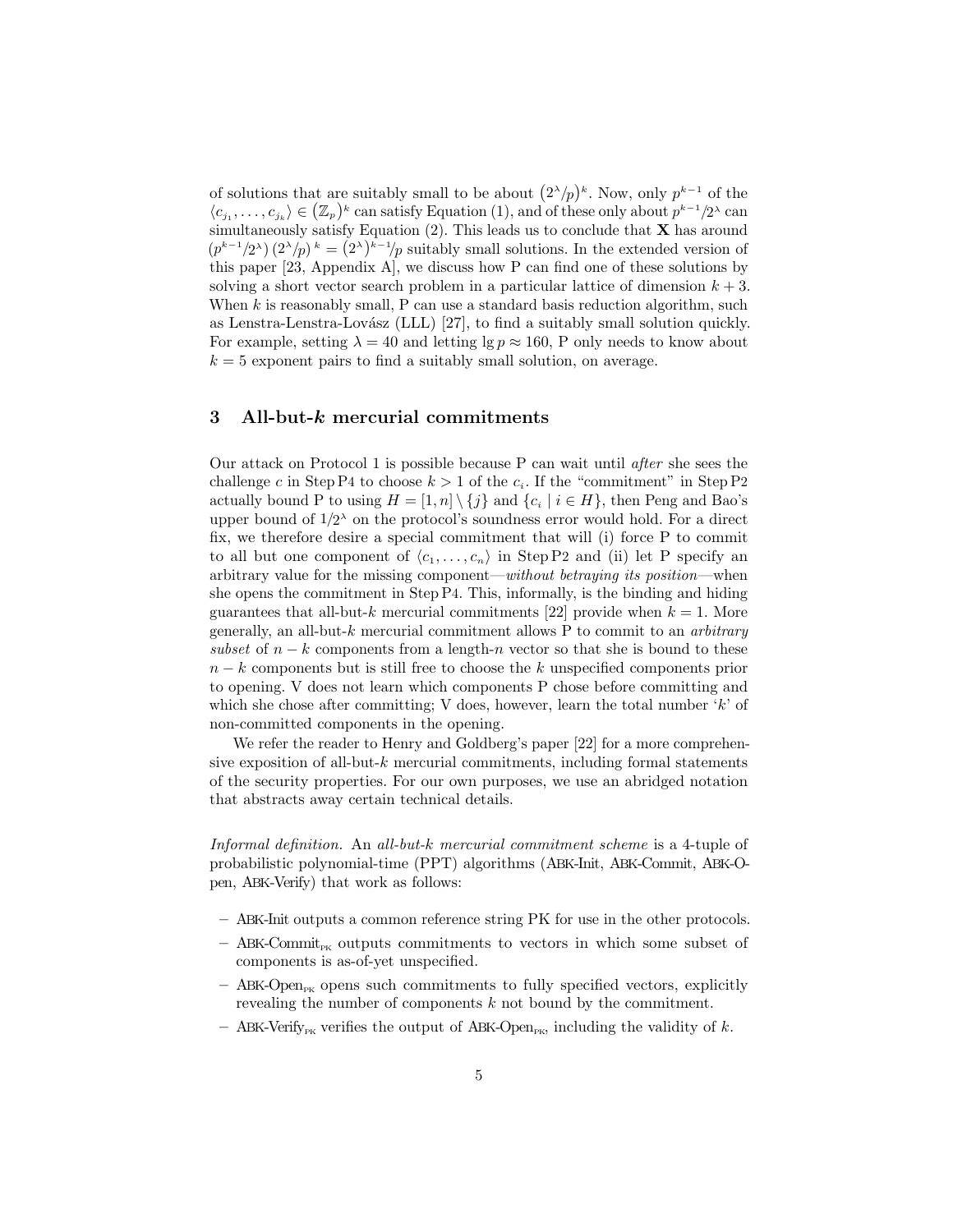of solutions that are suitably small to be about $(2^\lambda/p)^k$. Now, only $p^{k-1}$ of the $\langle c_{j_1}, \ldots, c_{j_k} \rangle \in (\mathbb{Z}_p)^k$ can satisfy Equation (1), and of these only about $p^{k-1}/2^\lambda$ can simultaneously satisfy Equation (2). This leads us to conclude that $\mathbf{X}$ has around $(p^{k-1}/2^\lambda)\,(2^\lambda/p)^{\,k} = (2^\lambda)^{k-1}/p$ suitably small solutions. In the extended version of this paper [23, Appendix A], we discuss how P can find one of these solutions by solving a short vector search problem in a particular lattice of dimension $k+3$. When $k$ is reasonably small, P can use a standard basis reduction algorithm, such as Lenstra-Lenstra-Lovász (LLL) [27], to find a suitably small solution quickly. For example, setting $\lambda = 40$ and letting $\lg p \approx 160$, P only needs to know about $k = 5$ exponent pairs to find a suitably small solution, on average.

## 3 All-but-$k$ mercurial commitments

Our attack on Protocol 1 is possible because P can wait until *after* she sees the challenge $c$ in Step P4 to choose $k > 1$ of the $c_i$. If the "commitment" in Step P2 actually bound P to using $H = [1, n] \setminus \{j\}$ and $\{c_i \mid i \in H\}$, then Peng and Bao's upper bound of $1/2^\lambda$ on the protocol's soundness error would hold. For a direct fix, we therefore desire a special commitment that will (i) force P to commit to all but one component of $\langle c_1, \ldots, c_n \rangle$ in Step P2 and (ii) let P specify an arbitrary value for the missing component—*without betraying its position*—when she opens the commitment in Step P4. This, informally, is the binding and hiding guarantees that all-but-$k$ mercurial commitments [22] provide when $k = 1$. More generally, an all-but-$k$ mercurial commitment allows P to commit to an *arbitrary subset* of $n - k$ components from a length-$n$ vector so that she is bound to these $n - k$ components but is still free to choose the $k$ unspecified components prior to opening. V does not learn which components P chose before committing and which she chose after committing; V does, however, learn the total number '$k$' of non-committed components in the opening.

We refer the reader to Henry and Goldberg's paper [22] for a more comprehensive exposition of all-but-$k$ mercurial commitments, including formal statements of the security properties. For our own purposes, we use an abridged notation that abstracts away certain technical details.

*Informal definition.* An *all-but-$k$ mercurial commitment scheme* is a 4-tuple of probabilistic polynomial-time (PPT) algorithms (ABK-Init, ABK-Commit, ABK-Open, ABK-Verify) that work as follows:

- ABK-Init outputs a common reference string PK for use in the other protocols.
- ABK-Commit$_{\text{PK}}$ outputs commitments to vectors in which some subset of components is as-of-yet unspecified.
- ABK-Open$_{\text{PK}}$ opens such commitments to fully specified vectors, explicitly revealing the number of components $k$ not bound by the commitment.
- ABK-Verify$_{\text{PK}}$ verifies the output of ABK-Open$_{\text{PK}}$, including the validity of $k$.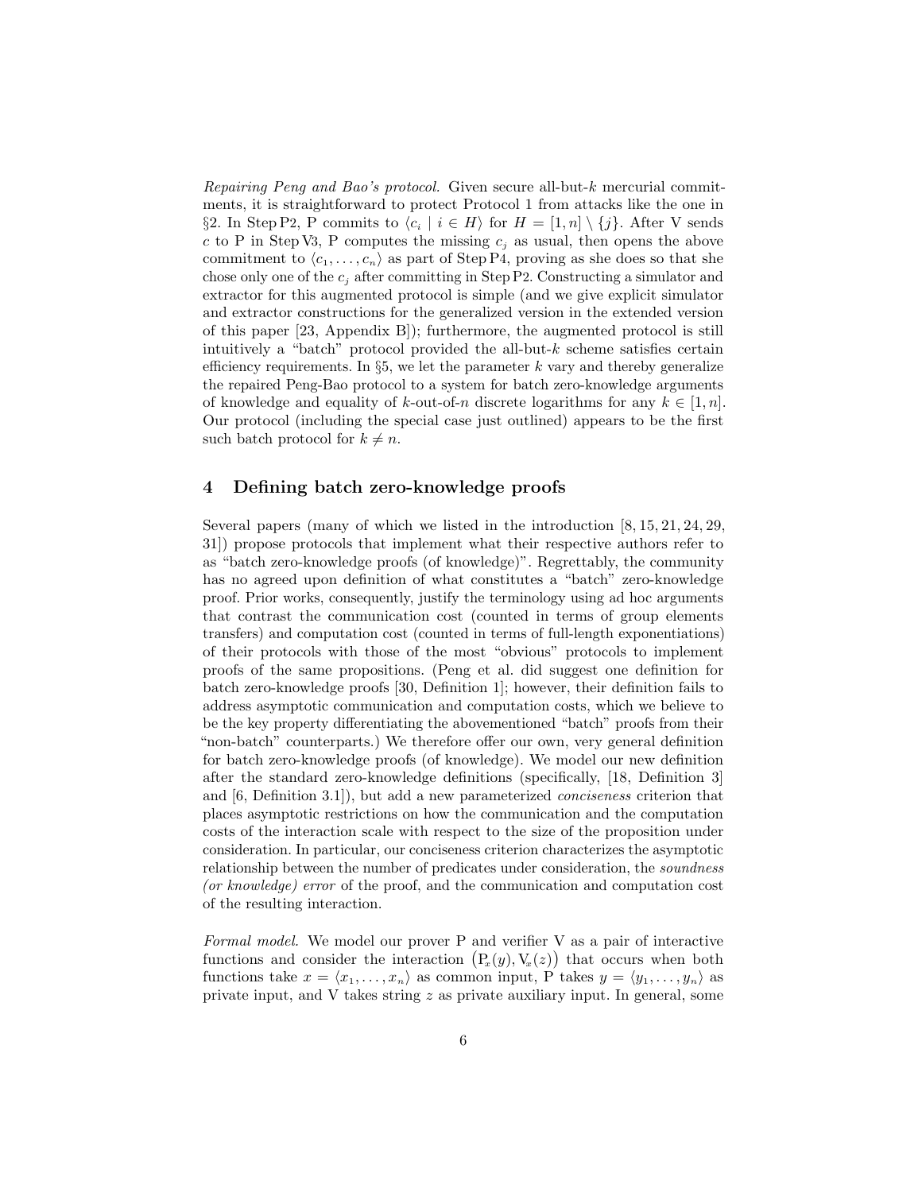*Repairing Peng and Bao's protocol.* Given secure all-but-$k$ mercurial commitments, it is straightforward to protect Protocol 1 from attacks like the one in §2. In Step P2, P commits to $\langle c_i \mid i \in H \rangle$ for $H = [1, n] \setminus \{j\}$. After V sends $c$ to P in Step V3, P computes the missing $c_j$ as usual, then opens the above commitment to $\langle c_1, \ldots, c_n \rangle$ as part of Step P4, proving as she does so that she chose only one of the $c_j$ after committing in Step P2. Constructing a simulator and extractor for this augmented protocol is simple (and we give explicit simulator and extractor constructions for the generalized version in the extended version of this paper [23, Appendix B]); furthermore, the augmented protocol is still intuitively a "batch" protocol provided the all-but-$k$ scheme satisfies certain efficiency requirements. In §5, we let the parameter $k$ vary and thereby generalize the repaired Peng-Bao protocol to a system for batch zero-knowledge arguments of knowledge and equality of $k$-out-of-$n$ discrete logarithms for any $k \in [1, n]$. Our protocol (including the special case just outlined) appears to be the first such batch protocol for $k \neq n$.

## 4 Defining batch zero-knowledge proofs

Several papers (many of which we listed in the introduction [8, 15, 21, 24, 29, 31]) propose protocols that implement what their respective authors refer to as "batch zero-knowledge proofs (of knowledge)". Regrettably, the community has no agreed upon definition of what constitutes a "batch" zero-knowledge proof. Prior works, consequently, justify the terminology using ad hoc arguments that contrast the communication cost (counted in terms of group elements transfers) and computation cost (counted in terms of full-length exponentiations) of their protocols with those of the most "obvious" protocols to implement proofs of the same propositions. (Peng et al. did suggest one definition for batch zero-knowledge proofs [30, Definition 1]; however, their definition fails to address asymptotic communication and computation costs, which we believe to be the key property differentiating the abovementioned "batch" proofs from their "non-batch" counterparts.) We therefore offer our own, very general definition for batch zero-knowledge proofs (of knowledge). We model our new definition after the standard zero-knowledge definitions (specifically, [18, Definition 3] and [6, Definition 3.1]), but add a new parameterized *conciseness* criterion that places asymptotic restrictions on how the communication and the computation costs of the interaction scale with respect to the size of the proposition under consideration. In particular, our conciseness criterion characterizes the asymptotic relationship between the number of predicates under consideration, the *soundness (or knowledge) error* of the proof, and the communication and computation cost of the resulting interaction.

*Formal model.* We model our prover P and verifier V as a pair of interactive functions and consider the interaction $\big(\mathrm{P}_x(y), \mathrm{V}_x(z)\big)$ that occurs when both functions take $x = \langle x_1, \ldots, x_n \rangle$ as common input, P takes $y = \langle y_1, \ldots, y_n \rangle$ as private input, and V takes string $z$ as private auxiliary input. In general, some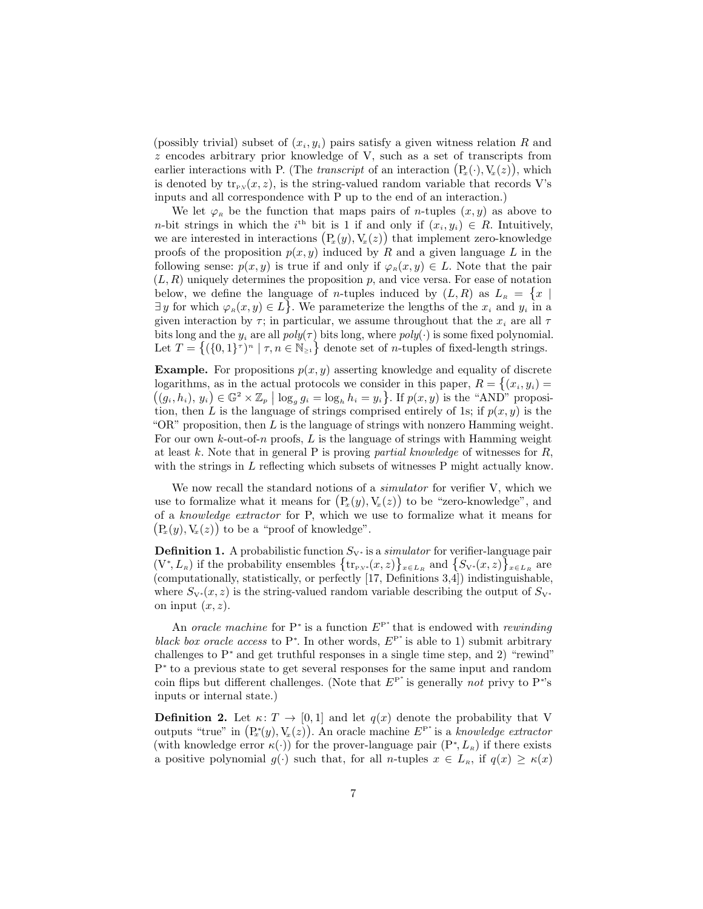(possibly trivial) subset of $(x_i, y_i)$ pairs satisfy a given witness relation $R$ and $z$ encodes arbitrary prior knowledge of V, such as a set of transcripts from earlier interactions with P. (The *transcript* of an interaction $\big(\mathrm{P}_x(\cdot), \mathrm{V}_x(z)\big)$, which is denoted by $\mathrm{tr}_{\mathrm{P,V}}(x, z)$, is the string-valued random variable that records V's inputs and all correspondence with P up to the end of an interaction.)

We let $\varphi_R$ be the function that maps pairs of $n$-tuples $(x, y)$ as above to $n$-bit strings in which the $i^{\text{th}}$ bit is 1 if and only if $(x_i, y_i) \in R$. Intuitively, we are interested in interactions $\big(\mathrm{P}_x(y), \mathrm{V}_x(z)\big)$ that implement zero-knowledge proofs of the proposition $p(x, y)$ induced by $R$ and a given language $L$ in the following sense: $p(x, y)$ is true if and only if $\varphi_R(x, y) \in L$. Note that the pair $(L, R)$ uniquely determines the proposition $p$, and vice versa. For ease of notation below, we define the language of $n$-tuples induced by $(L, R)$ as $L_R = \big\{x \mid \exists\, y \text{ for which } \varphi_R(x, y) \in L\big\}$. We parameterize the lengths of the $x_i$ and $y_i$ in a given interaction by $\tau$; in particular, we assume throughout that the $x_i$ are all $\tau$ bits long and the $y_i$ are all $poly(\tau)$ bits long, where $poly(\cdot)$ is some fixed polynomial. Let $T = \big\{(\{0,1\}^\tau)^n \mid \tau, n \in \mathbb{N}_{\geq 1}\big\}$ denote set of $n$-tuples of fixed-length strings.

**Example.** For propositions $p(x, y)$ asserting knowledge and equality of discrete logarithms, as in the actual protocols we consider in this paper, $R = \big\{(x_i, y_i) = \big((g_i, h_i),\, y_i\big) \in \mathbb{G}^2 \times \mathbb{Z}_p \mid \log_g g_i = \log_h h_i = y_i\big\}$. If $p(x, y)$ is the "AND" proposition, then $L$ is the language of strings comprised entirely of 1s; if $p(x, y)$ is the "OR" proposition, then $L$ is the language of strings with nonzero Hamming weight. For our own $k$-out-of-$n$ proofs, $L$ is the language of strings with Hamming weight at least $k$. Note that in general P is proving *partial knowledge* of witnesses for $R$, with the strings in $L$ reflecting which subsets of witnesses P might actually know.

We now recall the standard notions of a *simulator* for verifier V, which we use to formalize what it means for $\big(\mathrm{P}_x(y), \mathrm{V}_x(z)\big)$ to be "zero-knowledge", and of a *knowledge extractor* for P, which we use to formalize what it means for $\big(\mathrm{P}_x(y), \mathrm{V}_x(z)\big)$ to be a "proof of knowledge".

**Definition 1.** A probabilistic function $S_{\mathrm{V}^*}$ is a *simulator* for verifier-language pair $(\mathrm{V}^*, L_R)$ if the probability ensembles $\big\{\mathrm{tr}_{\mathrm{P,V}^*}(x, z)\big\}_{x \in L_R}$ and $\big\{S_{\mathrm{V}^*}(x, z)\big\}_{x \in L_R}$ are (computationally, statistically, or perfectly [17, Definitions 3,4]) indistinguishable, where $S_{\mathrm{V}^*}(x, z)$ is the string-valued random variable describing the output of $S_{\mathrm{V}^*}$ on input $(x, z)$.

An *oracle machine* for $\mathrm{P}^*$ is a function $E^{\mathrm{P}^*}$ that is endowed with *rewinding black box oracle access* to $\mathrm{P}^*$. In other words, $E^{\mathrm{P}^*}$ is able to 1) submit arbitrary challenges to $\mathrm{P}^*$ and get truthful responses in a single time step, and 2) "rewind" $\mathrm{P}^*$ to a previous state to get several responses for the same input and random coin flips but different challenges. (Note that $E^{\mathrm{P}^*}$ is generally *not* privy to $\mathrm{P}^*$'s inputs or internal state.)

**Definition 2.** Let $\kappa\colon T \to [0, 1]$ and let $q(x)$ denote the probability that V outputs "true" in $\big(\mathrm{P}^*_x(y), \mathrm{V}_x(z)\big)$. An oracle machine $E^{\mathrm{P}^*}$ is a *knowledge extractor* (with knowledge error $\kappa(\cdot)$) for the prover-language pair $(\mathrm{P}^*, L_R)$ if there exists a positive polynomial $g(\cdot)$ such that, for all $n$-tuples $x \in L_R$, if $q(x) \geq \kappa(x)$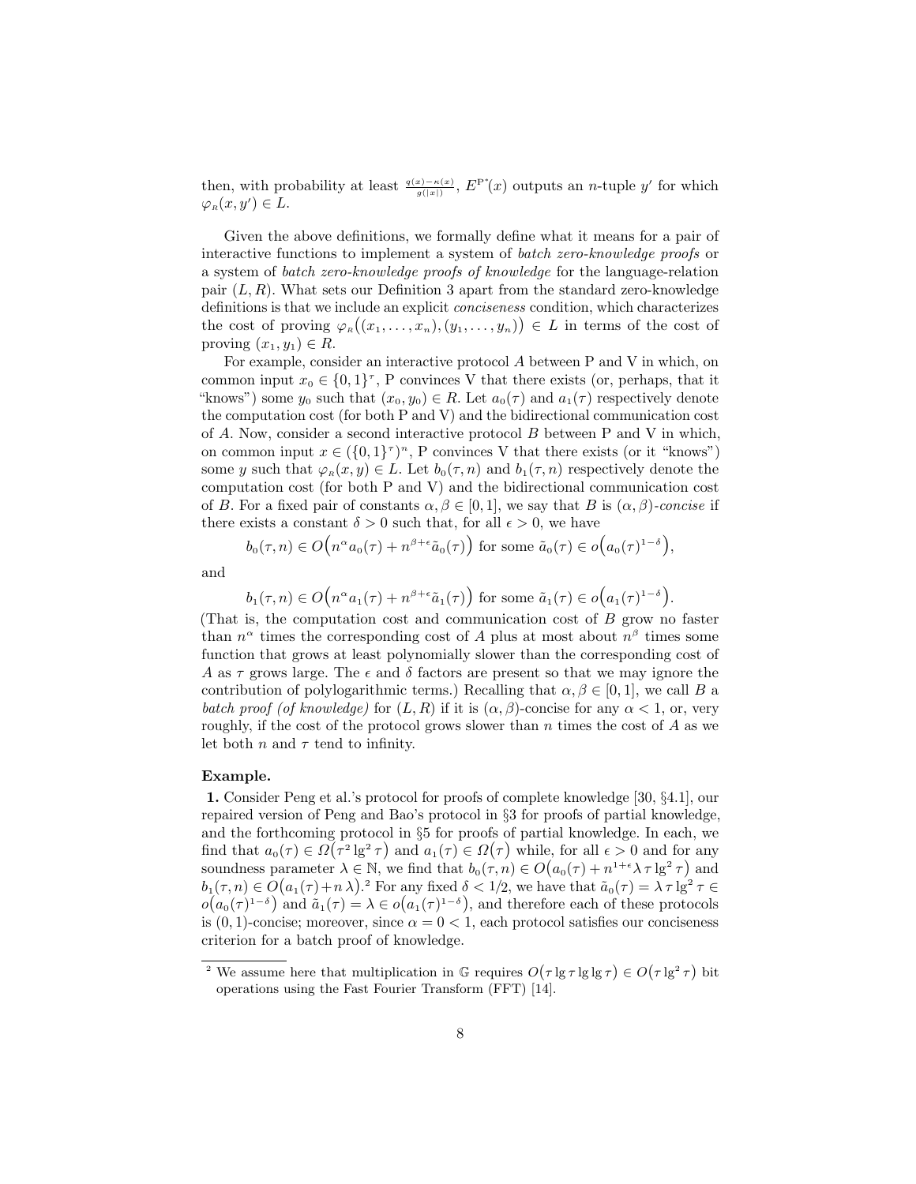then, with probability at least $\frac{q(x)-\kappa(x)}{g(|x|)}$, $E^{P^*}(x)$ outputs an $n$-tuple $y'$ for which $\varphi_{R}(x, y') \in L$.

Given the above definitions, we formally define what it means for a pair of interactive functions to implement a system of *batch zero-knowledge proofs* or a system of *batch zero-knowledge proofs of knowledge* for the language-relation pair $(L, R)$. What sets our Definition 3 apart from the standard zero-knowledge definitions is that we include an explicit *conciseness* condition, which characterizes the cost of proving $\varphi_{R}\big((x_1, \ldots, x_n), (y_1, \ldots, y_n)\big) \in L$ in terms of the cost of proving $(x_1, y_1) \in R$.

For example, consider an interactive protocol $A$ between P and V in which, on common input $x_0 \in \{0,1\}^\tau$, P convinces V that there exists (or, perhaps, that it "knows") some $y_0$ such that $(x_0, y_0) \in R$. Let $a_0(\tau)$ and $a_1(\tau)$ respectively denote the computation cost (for both P and V) and the bidirectional communication cost of $A$. Now, consider a second interactive protocol $B$ between P and V in which, on common input $x \in (\{0,1\}^\tau)^n$, P convinces V that there exists (or it "knows") some $y$ such that $\varphi_{R}(x, y) \in L$. Let $b_0(\tau, n)$ and $b_1(\tau, n)$ respectively denote the computation cost (for both P and V) and the bidirectional communication cost of $B$. For a fixed pair of constants $\alpha, \beta \in [0,1]$, we say that $B$ is $(\alpha, \beta)$-*concise* if there exists a constant $\delta > 0$ such that, for all $\epsilon > 0$, we have

$$b_0(\tau, n) \in O\Big(n^\alpha a_0(\tau) + n^{\beta+\epsilon}\tilde{a}_0(\tau)\Big) \text{ for some } \tilde{a}_0(\tau) \in o\Big(a_0(\tau)^{1-\delta}\Big),$$

and

$$b_1(\tau, n) \in O\Big(n^\alpha a_1(\tau) + n^{\beta+\epsilon}\tilde{a}_1(\tau)\Big) \text{ for some } \tilde{a}_1(\tau) \in o\Big(a_1(\tau)^{1-\delta}\Big).$$

(That is, the computation cost and communication cost of $B$ grow no faster than $n^\alpha$ times the corresponding cost of $A$ plus at most about $n^\beta$ times some function that grows at least polynomially slower than the corresponding cost of $A$ as $\tau$ grows large. The $\epsilon$ and $\delta$ factors are present so that we may ignore the contribution of polylogarithmic terms.) Recalling that $\alpha, \beta \in [0,1]$, we call $B$ a *batch proof (of knowledge)* for $(L, R)$ if it is $(\alpha, \beta)$-concise for any $\alpha < 1$, or, very roughly, if the cost of the protocol grows slower than $n$ times the cost of $A$ as we let both $n$ and $\tau$ tend to infinity.

**Example.**

**1.** Consider Peng et al.'s protocol for proofs of complete knowledge [30, §4.1], our repaired version of Peng and Bao's protocol in §3 for proofs of partial knowledge, and the forthcoming protocol in §5 for proofs of partial knowledge. In each, we find that $a_0(\tau) \in \Omega\big(\tau^2 \lg^2 \tau\big)$ and $a_1(\tau) \in \Omega\big(\tau\big)$ while, for all $\epsilon > 0$ and for any soundness parameter $\lambda \in \mathbb{N}$, we find that $b_0(\tau, n) \in O\big(a_0(\tau) + n^{1+\epsilon}\lambda\,\tau \lg^2 \tau\big)$ and $b_1(\tau, n) \in O\big(a_1(\tau) + n\,\lambda\big)$.[2] For any fixed $\delta < 1/2$, we have that $\tilde{a}_0(\tau) = \lambda\,\tau \lg^2 \tau \in o\big(a_0(\tau)^{1-\delta}\big)$ and $\tilde{a}_1(\tau) = \lambda \in o\big(a_1(\tau)^{1-\delta}\big)$, and therefore each of these protocols is $(0,1)$-concise; moreover, since $\alpha = 0 < 1$, each protocol satisfies our conciseness criterion for a batch proof of knowledge.

[2] We assume here that multiplication in $\mathbb{G}$ requires $O\big(\tau \lg \tau \lg \lg \tau\big) \in O\big(\tau \lg^2 \tau\big)$ bit operations using the Fast Fourier Transform (FFT) [14].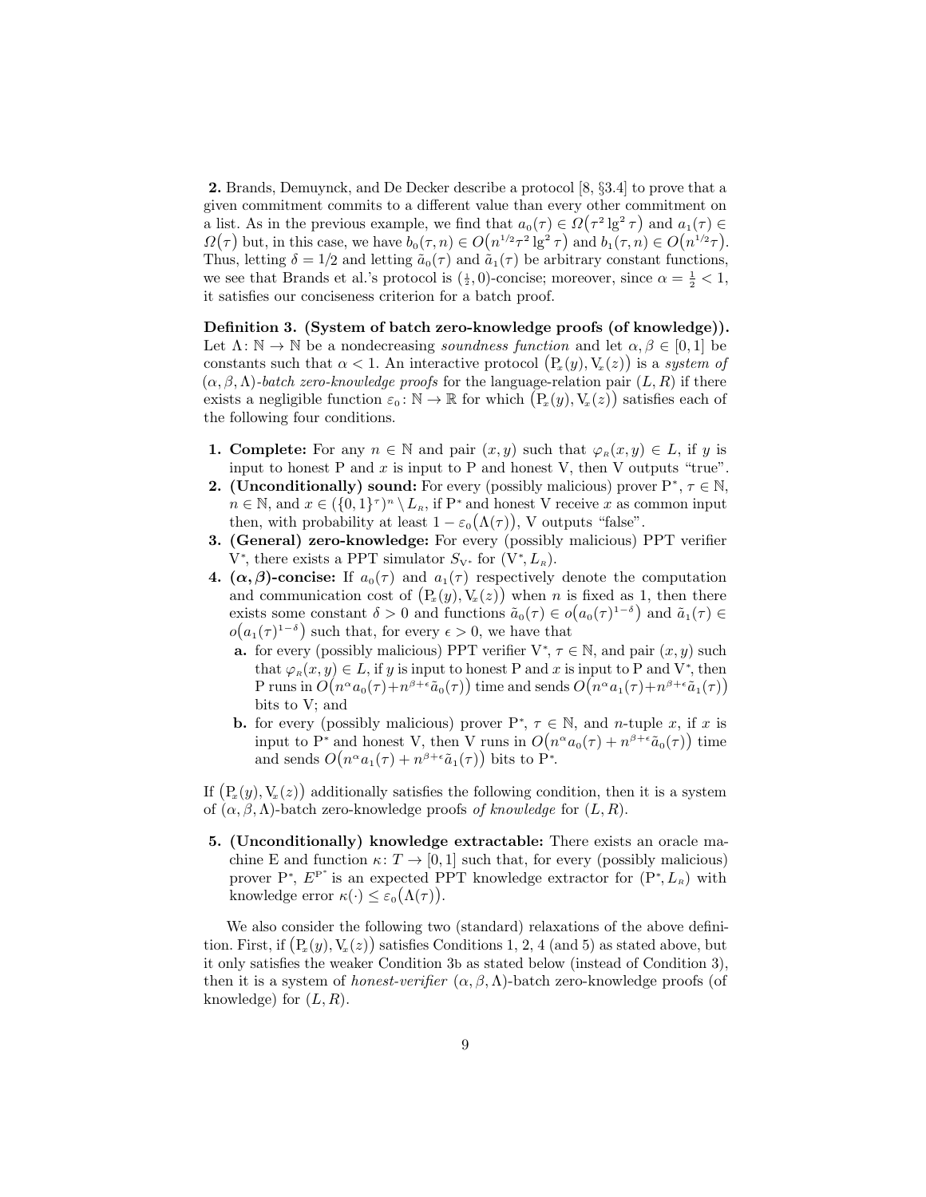**2.** Brands, Demuynck, and De Decker describe a protocol [8, §3.4] to prove that a given commitment commits to a different value than every other commitment on a list. As in the previous example, we find that $a_0(\tau) \in \Omega(\tau^2 \lg^2 \tau)$ and $a_1(\tau) \in \Omega(\tau)$ but, in this case, we have $b_0(\tau, n) \in O(n^{1/2}\tau^2 \lg^2 \tau)$ and $b_1(\tau, n) \in O(n^{1/2}\tau)$. Thus, letting $\delta = 1/2$ and letting $\tilde{a}_0(\tau)$ and $\tilde{a}_1(\tau)$ be arbitrary constant functions, we see that Brands et al.'s protocol is $(\frac{1}{2}, 0)$-concise; moreover, since $\alpha = \frac{1}{2} < 1$, it satisfies our conciseness criterion for a batch proof.

**Definition 3. (System of batch zero-knowledge proofs (of knowledge)).** Let $\Lambda\colon \mathbb{N} \to \mathbb{N}$ be a nondecreasing *soundness function* and let $\alpha, \beta \in [0, 1]$ be constants such that $\alpha < 1$. An interactive protocol $(\mathrm{P}_x(y), \mathrm{V}_x(z))$ is a *system of* $(\alpha, \beta, \Lambda)$*-batch zero-knowledge proofs* for the language-relation pair $(L, R)$ if there exists a negligible function $\varepsilon_0\colon \mathbb{N} \to \mathbb{R}$ for which $(\mathrm{P}_x(y), \mathrm{V}_x(z))$ satisfies each of the following four conditions.

1. **Complete:** For any $n \in \mathbb{N}$ and pair $(x, y)$ such that $\varphi_R(x, y) \in L$, if $y$ is input to honest P and $x$ is input to P and honest V, then V outputs "true".
2. **(Unconditionally) sound:** For every (possibly malicious) prover $\mathrm{P}^*$, $\tau \in \mathbb{N}$, $n \in \mathbb{N}$, and $x \in (\{0,1\}^\tau)^n \setminus L_R$, if $\mathrm{P}^*$ and honest V receive $x$ as common input then, with probability at least $1 - \varepsilon_0(\Lambda(\tau))$, V outputs "false".
3. **(General) zero-knowledge:** For every (possibly malicious) PPT verifier $\mathrm{V}^*$, there exists a PPT simulator $S_{\mathrm{V}^*}$ for $(\mathrm{V}^*, L_R)$.
4. **$(\alpha,\beta)$-concise:** If $a_0(\tau)$ and $a_1(\tau)$ respectively denote the computation and communication cost of $(\mathrm{P}_x(y), \mathrm{V}_x(z))$ when $n$ is fixed as 1, then there exists some constant $\delta > 0$ and functions $\tilde{a}_0(\tau) \in o(a_0(\tau)^{1-\delta})$ and $\tilde{a}_1(\tau) \in o(a_1(\tau)^{1-\delta})$ such that, for every $\epsilon > 0$, we have that
   - **a.** for every (possibly malicious) PPT verifier $\mathrm{V}^*$, $\tau \in \mathbb{N}$, and pair $(x, y)$ such that $\varphi_R(x, y) \in L$, if $y$ is input to honest P and $x$ is input to P and $\mathrm{V}^*$, then P runs in $O(n^\alpha a_0(\tau) + n^{\beta+\epsilon}\tilde{a}_0(\tau))$ time and sends $O(n^\alpha a_1(\tau) + n^{\beta+\epsilon}\tilde{a}_1(\tau))$ bits to V; and
   - **b.** for every (possibly malicious) prover $\mathrm{P}^*$, $\tau \in \mathbb{N}$, and $n$-tuple $x$, if $x$ is input to $\mathrm{P}^*$ and honest V, then V runs in $O(n^\alpha a_0(\tau) + n^{\beta+\epsilon}\tilde{a}_0(\tau))$ time and sends $O(n^\alpha a_1(\tau) + n^{\beta+\epsilon}\tilde{a}_1(\tau))$ bits to $\mathrm{P}^*$.

If $(\mathrm{P}_x(y), \mathrm{V}_x(z))$ additionally satisfies the following condition, then it is a system of $(\alpha, \beta, \Lambda)$-batch zero-knowledge proofs *of knowledge* for $(L, R)$.

5. **(Unconditionally) knowledge extractable:** There exists an oracle machine E and function $\kappa\colon T \to [0, 1]$ such that, for every (possibly malicious) prover $\mathrm{P}^*$, $E^{\mathrm{P}^*}$ is an expected PPT knowledge extractor for $(\mathrm{P}^*, L_R)$ with knowledge error $\kappa(\cdot) \le \varepsilon_0(\Lambda(\tau))$.

We also consider the following two (standard) relaxations of the above definition. First, if $(\mathrm{P}_x(y), \mathrm{V}_x(z))$ satisfies Conditions 1, 2, 4 (and 5) as stated above, but it only satisfies the weaker Condition 3b as stated below (instead of Condition 3), then it is a system of *honest-verifier* $(\alpha, \beta, \Lambda)$-batch zero-knowledge proofs (of knowledge) for $(L, R)$.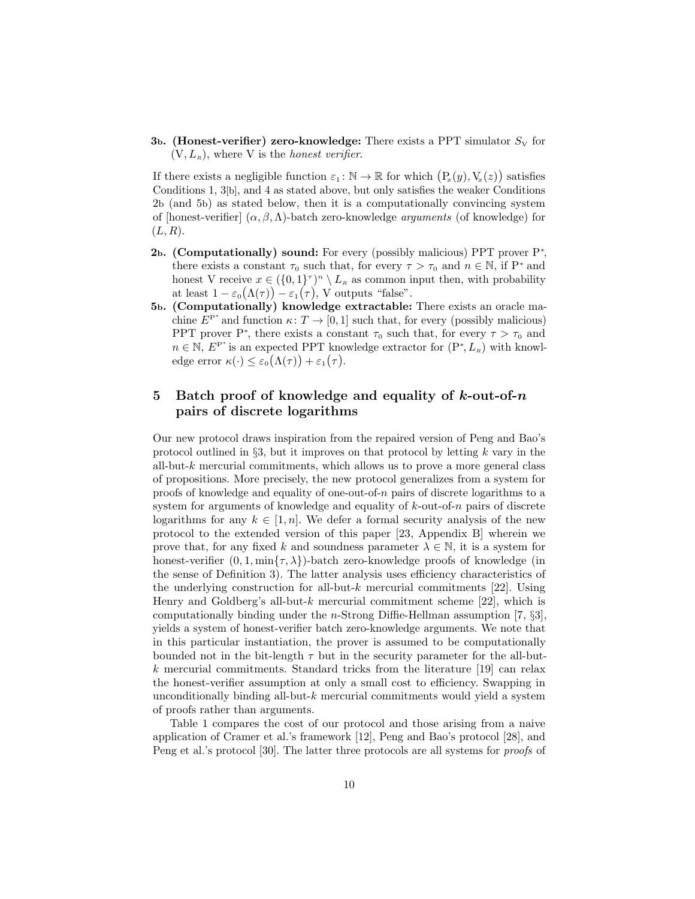**3b. (Honest-verifier) zero-knowledge:** There exists a PPT simulator $S_{\mathrm{V}}$ for $(\mathrm{V}, L_R)$, where V is the *honest verifier*.

If there exists a negligible function $\varepsilon_1 \colon \mathbb{N} \to \mathbb{R}$ for which $\big(\mathrm{P}_x(y), \mathrm{V}_x(z)\big)$ satisfies Conditions 1, 3[b], and 4 as stated above, but only satisfies the weaker Conditions 2b (and 5b) as stated below, then it is a computationally convincing system of [honest-verifier] $(\alpha, \beta, \Lambda)$-batch zero-knowledge *arguments* (of knowledge) for $(L, R)$.

**2b. (Computationally) sound:** For every (possibly malicious) PPT prover $\mathrm{P}^*$, there exists a constant $\tau_0$ such that, for every $\tau > \tau_0$ and $n \in \mathbb{N}$, if $\mathrm{P}^*$ and honest V receive $x \in (\{0,1\}^\tau)^n \setminus L_R$ as common input then, with probability at least $1 - \varepsilon_0\big(\Lambda(\tau)\big) - \varepsilon_1\big(\tau\big)$, V outputs "false".

**5b. (Computationally) knowledge extractable:** There exists an oracle machine $E^{\mathrm{P}^*}$ and function $\kappa \colon T \to [0,1]$ such that, for every (possibly malicious) PPT prover $\mathrm{P}^*$, there exists a constant $\tau_0$ such that, for every $\tau > \tau_0$ and $n \in \mathbb{N}$, $E^{\mathrm{P}^*}$ is an expected PPT knowledge extractor for $(\mathrm{P}^*, L_R)$ with knowledge error $\kappa(\cdot) \le \varepsilon_0\big(\Lambda(\tau)\big) + \varepsilon_1\big(\tau\big)$.

## 5 Batch proof of knowledge and equality of $k$-out-of-$n$ pairs of discrete logarithms

Our new protocol draws inspiration from the repaired version of Peng and Bao's protocol outlined in §3, but it improves on that protocol by letting $k$ vary in the all-but-$k$ mercurial commitments, which allows us to prove a more general class of propositions. More precisely, the new protocol generalizes from a system for proofs of knowledge and equality of one-out-of-$n$ pairs of discrete logarithms to a system for arguments of knowledge and equality of $k$-out-of-$n$ pairs of discrete logarithms for any $k \in [1, n]$. We defer a formal security analysis of the new protocol to the extended version of this paper [23, Appendix B] wherein we prove that, for any fixed $k$ and soundness parameter $\lambda \in \mathbb{N}$, it is a system for honest-verifier $(0, 1, \min\{\tau, \lambda\})$-batch zero-knowledge proofs of knowledge (in the sense of Definition 3). The latter analysis uses efficiency characteristics of the underlying construction for all-but-$k$ mercurial commitments [22]. Using Henry and Goldberg's all-but-$k$ mercurial commitment scheme [22], which is computationally binding under the $n$-Strong Diffie-Hellman assumption [7, §3], yields a system of honest-verifier batch zero-knowledge arguments. We note that in this particular instantiation, the prover is assumed to be computationally bounded not in the bit-length $\tau$ but in the security parameter for the all-but-$k$ mercurial commitments. Standard tricks from the literature [19] can relax the honest-verifier assumption at only a small cost to efficiency. Swapping in unconditionally binding all-but-$k$ mercurial commitments would yield a system of proofs rather than arguments.

Table 1 compares the cost of our protocol and those arising from a naive application of Cramer et al.'s framework [12], Peng and Bao's protocol [28], and Peng et al.'s protocol [30]. The latter three protocols are all systems for *proofs* of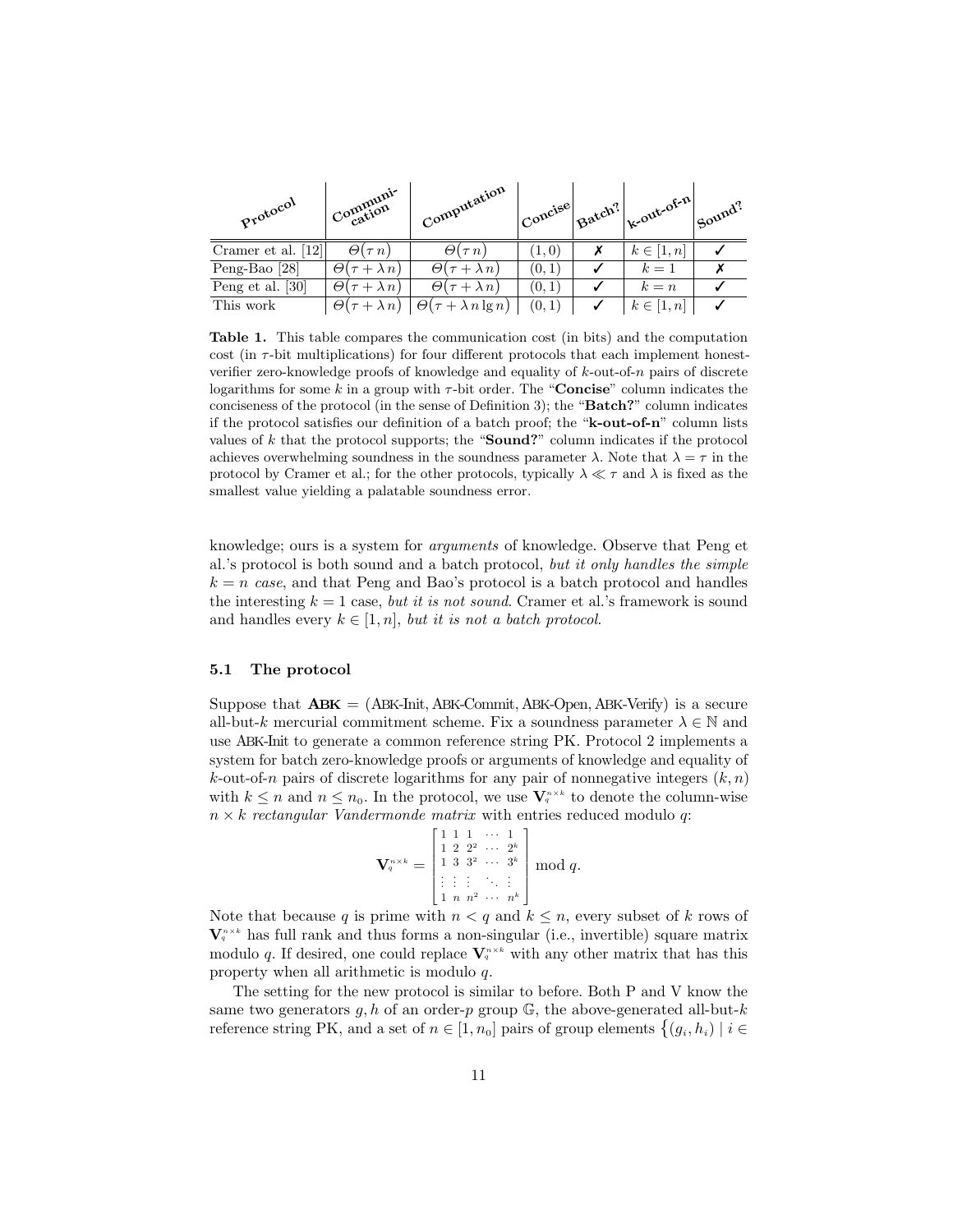| Protocol | Communi-cation | Computation | Concise | Batch? | k-out-of-n | Sound? |
| --- | --- | --- | --- | --- | --- | --- |
| Cramer et al. [12] | $\Theta(\tau\, n)$ | $\Theta(\tau\, n)$ | $(1,0)$ | ✗ | $k \in [1,n]$ | ✓ |
| Peng-Bao [28] | $\Theta(\tau + \lambda\, n)$ | $\Theta(\tau + \lambda\, n)$ | $(0,1)$ | ✓ | $k = 1$ | ✗ |
| Peng et al. [30] | $\Theta(\tau + \lambda\, n)$ | $\Theta(\tau + \lambda\, n)$ | $(0,1)$ | ✓ | $k = n$ | ✓ |
| This work | $\Theta(\tau + \lambda\, n)$ | $\Theta(\tau + \lambda\, n \lg n)$ | $(0,1)$ | ✓ | $k \in [1,n]$ | ✓ |

**Table 1.** This table compares the communication cost (in bits) and the computation cost (in $\tau$-bit multiplications) for four different protocols that each implement honest-verifier zero-knowledge proofs of knowledge and equality of $k$-out-of-$n$ pairs of discrete logarithms for some $k$ in a group with $\tau$-bit order. The "**Concise**" column indicates the conciseness of the protocol (in the sense of Definition 3); the "**Batch?**" column indicates if the protocol satisfies our definition of a batch proof; the "**k-out-of-n**" column lists values of $k$ that the protocol supports; the "**Sound?**" column indicates if the protocol achieves overwhelming soundness in the soundness parameter $\lambda$. Note that $\lambda = \tau$ in the protocol by Cramer et al.; for the other protocols, typically $\lambda \ll \tau$ and $\lambda$ is fixed as the smallest value yielding a palatable soundness error.

knowledge; ours is a system for *arguments* of knowledge. Observe that Peng et al.'s protocol is both sound and a batch protocol, *but it only handles the simple* $k = n$ *case*, and that Peng and Bao's protocol is a batch protocol and handles the interesting $k = 1$ case, *but it is not sound*. Cramer et al.'s framework is sound and handles every $k \in [1, n]$, *but it is not a batch protocol*.

### 5.1 The protocol

Suppose that **ABK** = (ABK-Init, ABK-Commit, ABK-Open, ABK-Verify) is a secure all-but-$k$ mercurial commitment scheme. Fix a soundness parameter $\lambda \in \mathbb{N}$ and use ABK-Init to generate a common reference string PK. Protocol 2 implements a system for batch zero-knowledge proofs or arguments of knowledge and equality of $k$-out-of-$n$ pairs of discrete logarithms for any pair of nonnegative integers $(k, n)$ with $k \le n$ and $n \le n_0$. In the protocol, we use $\mathbf{V}_q^{n\times k}$ to denote the column-wise $n \times k$ *rectangular Vandermonde matrix* with entries reduced modulo $q$:

$$\mathbf{V}_q^{n\times k} = \begin{bmatrix} 1 & 1 & 1 & \cdots & 1 \\ 1 & 2 & 2^2 & \cdots & 2^k \\ 1 & 3 & 3^2 & \cdots & 3^k \\ \vdots & \vdots & \vdots & \ddots & \vdots \\ 1 & n & n^2 & \cdots & n^k \end{bmatrix} \bmod q.$$

Note that because $q$ is prime with $n < q$ and $k \le n$, every subset of $k$ rows of $\mathbf{V}_q^{n\times k}$ has full rank and thus forms a non-singular (i.e., invertible) square matrix modulo $q$. If desired, one could replace $\mathbf{V}_q^{n\times k}$ with any other matrix that has this property when all arithmetic is modulo $q$.

The setting for the new protocol is similar to before. Both P and V know the same two generators $g, h$ of an order-$p$ group $\mathbb{G}$, the above-generated all-but-$k$ reference string PK, and a set of $n \in [1, n_0]$ pairs of group elements $\{(g_i, h_i) \mid i \in$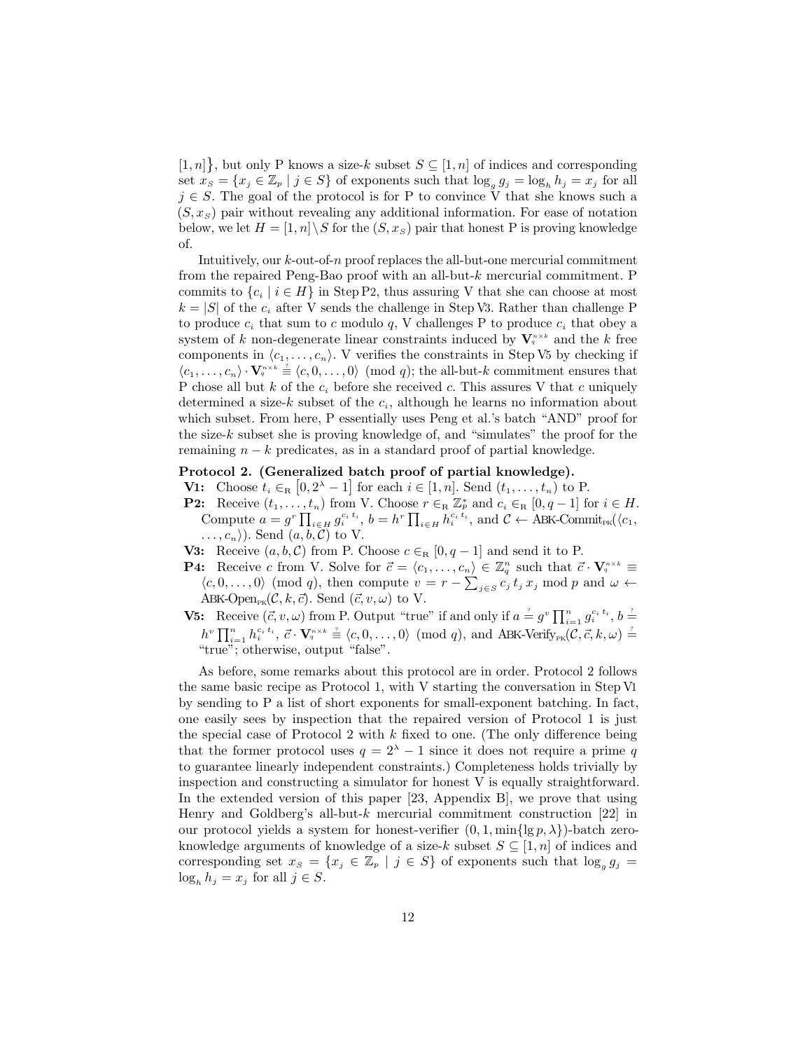$[1, n]\}$, but only P knows a size-$k$ subset $S \subseteq [1, n]$ of indices and corresponding set $x_S = \{x_j \in \mathbb{Z}_p \mid j \in S\}$ of exponents such that $\log_g g_j = \log_h h_j = x_j$ for all $j \in S$. The goal of the protocol is for P to convince V that she knows such a $(S, x_S)$ pair without revealing any additional information. For ease of notation below, we let $H = [1, n] \setminus S$ for the $(S, x_S)$ pair that honest P is proving knowledge of.

Intuitively, our $k$-out-of-$n$ proof replaces the all-but-one mercurial commitment from the repaired Peng-Bao proof with an all-but-$k$ mercurial commitment. P commits to $\{c_i \mid i \in H\}$ in Step P2, thus assuring V that she can choose at most $k = |S|$ of the $c_i$ after V sends the challenge in Step V3. Rather than challenge P to produce $c_i$ that sum to $c$ modulo $q$, V challenges P to produce $c_i$ that obey a system of $k$ non-degenerate linear constraints induced by $\mathbf{V}_q^{n \times k}$ and the $k$ free components in $\langle c_1, \dots, c_n\rangle$. V verifies the constraints in Step V5 by checking if $\langle c_1, \dots, c_n\rangle \cdot \mathbf{V}_q^{n \times k} \stackrel{?}{\equiv} \langle c, 0, \dots, 0\rangle \pmod{q}$; the all-but-$k$ commitment ensures that P chose all but $k$ of the $c_i$ before she received $c$. This assures V that $c$ uniquely determined a size-$k$ subset of the $c_i$, although he learns no information about which subset. From here, P essentially uses Peng et al.'s batch "AND" proof for the size-$k$ subset she is proving knowledge of, and "simulates" the proof for the remaining $n - k$ predicates, as in a standard proof of partial knowledge.

**Protocol 2. (Generalized batch proof of partial knowledge).**

- **V1:** Choose $t_i \in_R [0, 2^\lambda - 1]$ for each $i \in [1, n]$. Send $(t_1, \dots, t_n)$ to P.
- **P2:** Receive $(t_1, \dots, t_n)$ from V. Choose $r \in_R \mathbb{Z}_p^*$ and $c_i \in_R [0, q-1]$ for $i \in H$. Compute $a = g^r \prod_{i \in H} g_i^{c_i t_i}$, $b = h^r \prod_{i \in H} h_i^{c_i t_i}$, and $\mathcal{C} \leftarrow \text{ABK-Commit}_{\text{PK}}(\langle c_1, \dots, c_n\rangle)$. Send $(a, b, \mathcal{C})$ to V.
- **V3:** Receive $(a, b, \mathcal{C})$ from P. Choose $c \in_R [0, q-1]$ and send it to P.
- **P4:** Receive $c$ from V. Solve for $\vec{c} = \langle c_1, \dots, c_n\rangle \in \mathbb{Z}_q^n$ such that $\vec{c} \cdot \mathbf{V}_q^{n \times k} \equiv \langle c, 0, \dots, 0\rangle \pmod{q}$, then compute $v = r - \sum_{j \in S} c_j\, t_j\, x_j \bmod p$ and $\omega \leftarrow \text{ABK-Open}_{\text{PK}}(\mathcal{C}, k, \vec{c})$. Send $(\vec{c}, v, \omega)$ to V.
- **V5:** Receive $(\vec{c}, v, \omega)$ from P. Output "true" if and only if $a \stackrel{?}{=} g^v \prod_{i=1}^n g_i^{c_i t_i}$, $b \stackrel{?}{=} h^v \prod_{i=1}^n h_i^{c_i t_i}$, $\vec{c} \cdot \mathbf{V}_q^{n \times k} \stackrel{?}{\equiv} \langle c, 0, \dots, 0\rangle \pmod{q}$, and $\text{ABK-Verify}_{\text{PK}}(\mathcal{C}, \vec{c}, k, \omega) \stackrel{?}{=}$ "true"; otherwise, output "false".

As before, some remarks about this protocol are in order. Protocol 2 follows the same basic recipe as Protocol 1, with V starting the conversation in Step V1 by sending to P a list of short exponents for small-exponent batching. In fact, one easily sees by inspection that the repaired version of Protocol 1 is just the special case of Protocol 2 with $k$ fixed to one. (The only difference being that the former protocol uses $q = 2^\lambda - 1$ since it does not require a prime $q$ to guarantee linearly independent constraints.) Completeness holds trivially by inspection and constructing a simulator for honest V is equally straightforward. In the extended version of this paper [23, Appendix B], we prove that using Henry and Goldberg's all-but-$k$ mercurial commitment construction [22] in our protocol yields a system for honest-verifier $(0, 1, \min\{\lg p, \lambda\})$-batch zero-knowledge arguments of knowledge of a size-$k$ subset $S \subseteq [1, n]$ of indices and corresponding set $x_S = \{x_j \in \mathbb{Z}_p \mid j \in S\}$ of exponents such that $\log_g g_j = \log_h h_j = x_j$ for all $j \in S$.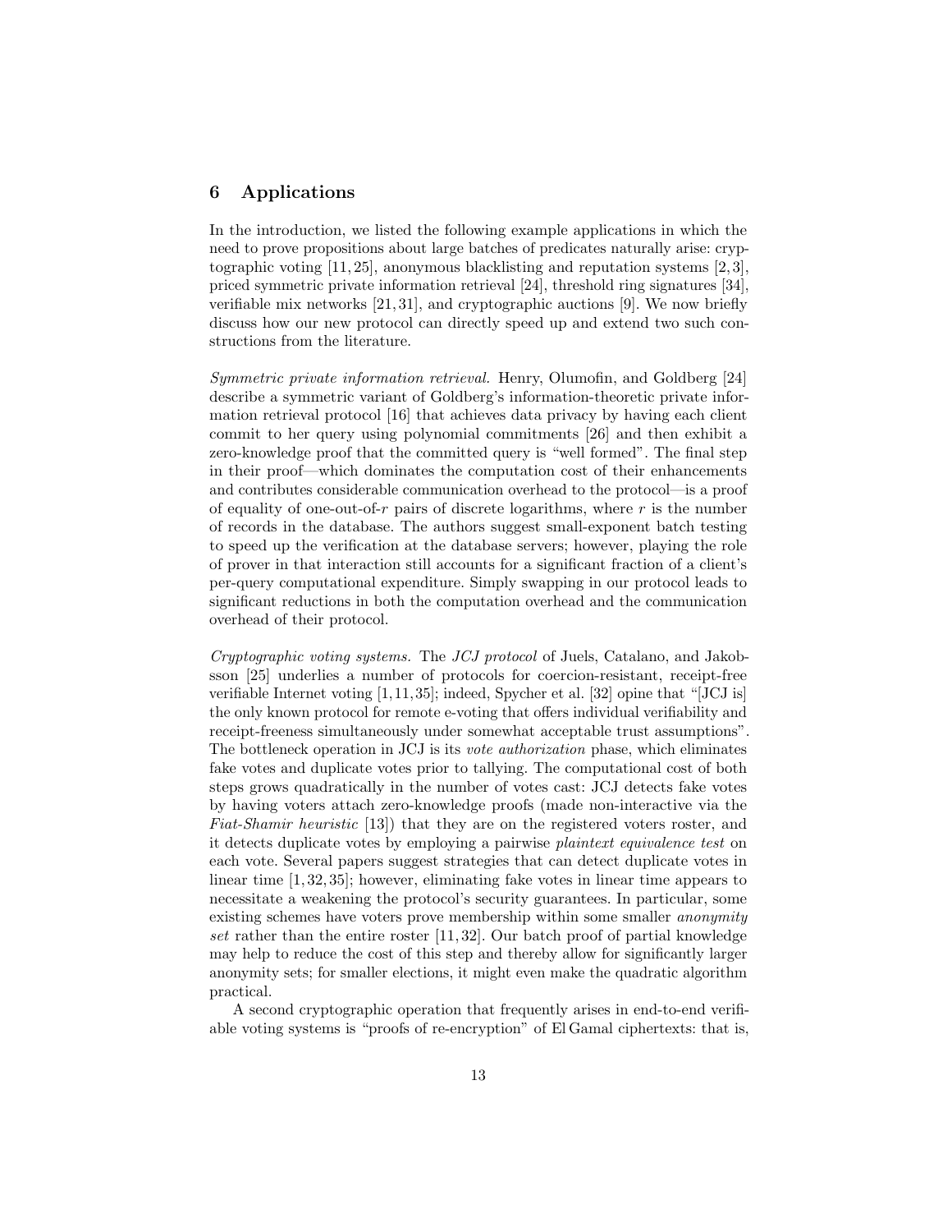## 6 Applications

In the introduction, we listed the following example applications in which the need to prove propositions about large batches of predicates naturally arise: cryptographic voting [11, 25], anonymous blacklisting and reputation systems [2, 3], priced symmetric private information retrieval [24], threshold ring signatures [34], verifiable mix networks [21, 31], and cryptographic auctions [9]. We now briefly discuss how our new protocol can directly speed up and extend two such constructions from the literature.

*Symmetric private information retrieval.* Henry, Olumofin, and Goldberg [24] describe a symmetric variant of Goldberg's information-theoretic private information retrieval protocol [16] that achieves data privacy by having each client commit to her query using polynomial commitments [26] and then exhibit a zero-knowledge proof that the committed query is "well formed". The final step in their proof—which dominates the computation cost of their enhancements and contributes considerable communication overhead to the protocol—is a proof of equality of one-out-of-$r$ pairs of discrete logarithms, where $r$ is the number of records in the database. The authors suggest small-exponent batch testing to speed up the verification at the database servers; however, playing the role of prover in that interaction still accounts for a significant fraction of a client's per-query computational expenditure. Simply swapping in our protocol leads to significant reductions in both the computation overhead and the communication overhead of their protocol.

*Cryptographic voting systems.* The *JCJ protocol* of Juels, Catalano, and Jakobsson [25] underlies a number of protocols for coercion-resistant, receipt-free verifiable Internet voting [1, 11, 35]; indeed, Spycher et al. [32] opine that "[JCJ is] the only known protocol for remote e-voting that offers individual verifiability and receipt-freeness simultaneously under somewhat acceptable trust assumptions". The bottleneck operation in JCJ is its *vote authorization* phase, which eliminates fake votes and duplicate votes prior to tallying. The computational cost of both steps grows quadratically in the number of votes cast: JCJ detects fake votes by having voters attach zero-knowledge proofs (made non-interactive via the *Fiat-Shamir heuristic* [13]) that they are on the registered voters roster, and it detects duplicate votes by employing a pairwise *plaintext equivalence test* on each vote. Several papers suggest strategies that can detect duplicate votes in linear time [1, 32, 35]; however, eliminating fake votes in linear time appears to necessitate a weakening the protocol's security guarantees. In particular, some existing schemes have voters prove membership within some smaller *anonymity set* rather than the entire roster [11, 32]. Our batch proof of partial knowledge may help to reduce the cost of this step and thereby allow for significantly larger anonymity sets; for smaller elections, it might even make the quadratic algorithm practical.

A second cryptographic operation that frequently arises in end-to-end verifiable voting systems is "proofs of re-encryption" of El Gamal ciphertexts: that is,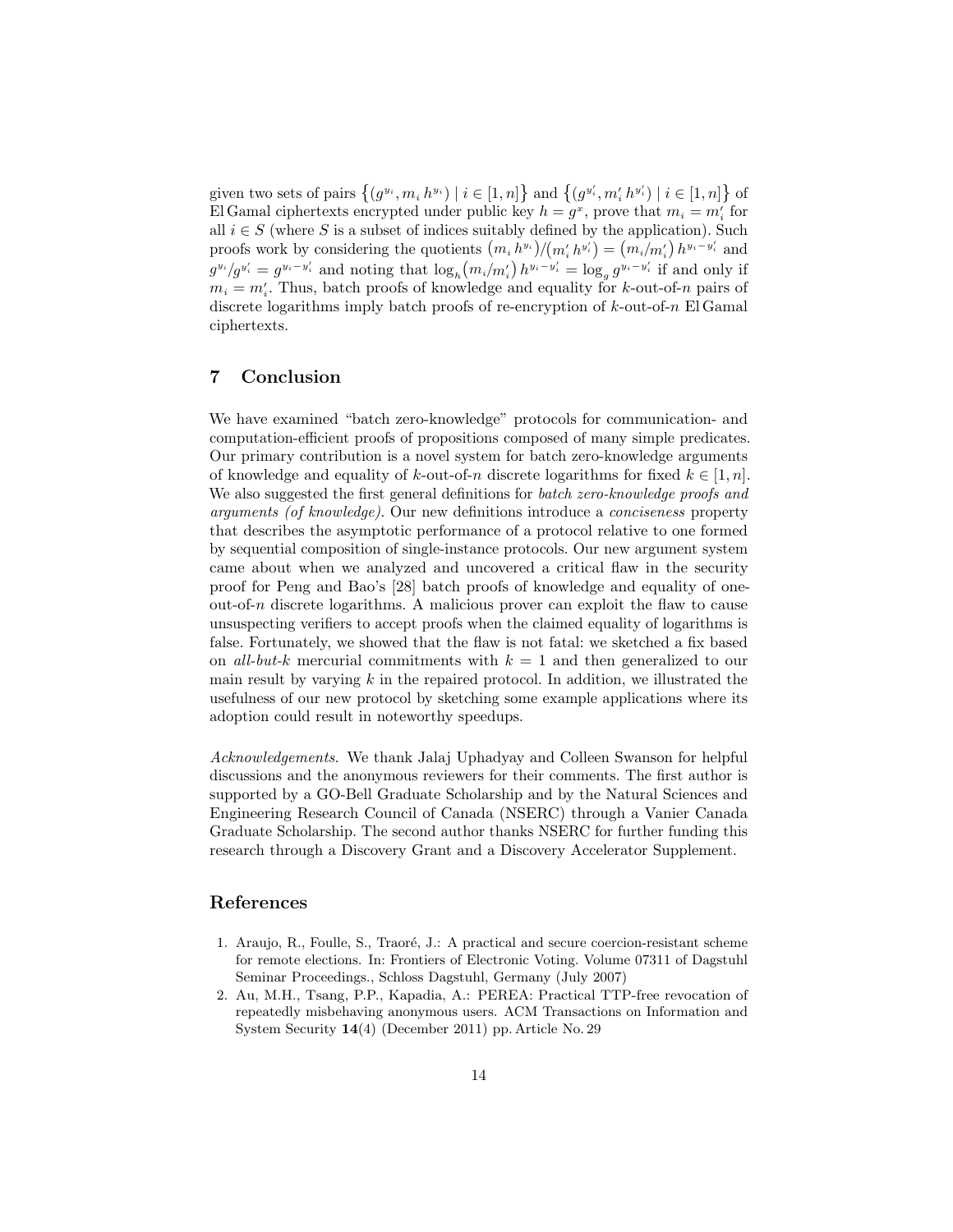given two sets of pairs $\{(g^{y_i}, m_i\, h^{y_i}) \mid i \in [1,n]\}$ and $\{(g^{y'_i}, m'_i\, h^{y'_i}) \mid i \in [1,n]\}$ of El Gamal ciphertexts encrypted under public key $h = g^x$, prove that $m_i = m'_i$ for all $i \in S$ (where $S$ is a subset of indices suitably defined by the application). Such proofs work by considering the quotients $(m_i\, h^{y_i})/(m'_i\, h^{y'_i}) = (m_i/m'_i)\, h^{y_i - y'_i}$ and $g^{y_i}/g^{y'_i} = g^{y_i - y'_i}$ and noting that $\log_h(m_i/m'_i)\, h^{y_i - y'_i} = \log_g g^{y_i - y'_i}$ if and only if $m_i = m'_i$. Thus, batch proofs of knowledge and equality for $k$-out-of-$n$ pairs of discrete logarithms imply batch proofs of re-encryption of $k$-out-of-$n$ El Gamal ciphertexts.

## 7 Conclusion

We have examined "batch zero-knowledge" protocols for communication- and computation-efficient proofs of propositions composed of many simple predicates. Our primary contribution is a novel system for batch zero-knowledge arguments of knowledge and equality of $k$-out-of-$n$ discrete logarithms for fixed $k \in [1,n]$. We also suggested the first general definitions for *batch zero-knowledge proofs and arguments (of knowledge)*. Our new definitions introduce a *conciseness* property that describes the asymptotic performance of a protocol relative to one formed by sequential composition of single-instance protocols. Our new argument system came about when we analyzed and uncovered a critical flaw in the security proof for Peng and Bao's [28] batch proofs of knowledge and equality of one-out-of-$n$ discrete logarithms. A malicious prover can exploit the flaw to cause unsuspecting verifiers to accept proofs when the claimed equality of logarithms is false. Fortunately, we showed that the flaw is not fatal: we sketched a fix based on *all-but-k* mercurial commitments with $k = 1$ and then generalized to our main result by varying $k$ in the repaired protocol. In addition, we illustrated the usefulness of our new protocol by sketching some example applications where its adoption could result in noteworthy speedups.

*Acknowledgements.* We thank Jalaj Uphadyay and Colleen Swanson for helpful discussions and the anonymous reviewers for their comments. The first author is supported by a GO-Bell Graduate Scholarship and by the Natural Sciences and Engineering Research Council of Canada (NSERC) through a Vanier Canada Graduate Scholarship. The second author thanks NSERC for further funding this research through a Discovery Grant and a Discovery Accelerator Supplement.

## References

1. Araujo, R., Foulle, S., Traoré, J.: A practical and secure coercion-resistant scheme for remote elections. In: Frontiers of Electronic Voting. Volume 07311 of Dagstuhl Seminar Proceedings., Schloss Dagstuhl, Germany (July 2007)
2. Au, M.H., Tsang, P.P., Kapadia, A.: PEREA: Practical TTP-free revocation of repeatedly misbehaving anonymous users. ACM Transactions on Information and System Security **14**(4) (December 2011) pp. Article No. 29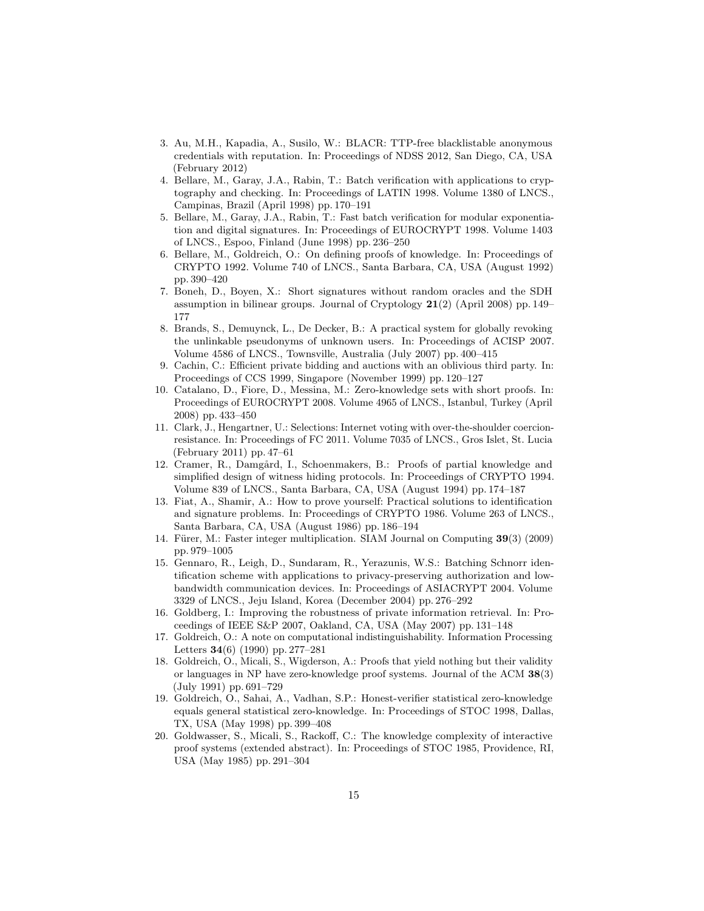3. Au, M.H., Kapadia, A., Susilo, W.: BLACR: TTP-free blacklistable anonymous credentials with reputation. In: Proceedings of NDSS 2012, San Diego, CA, USA (February 2012)
4. Bellare, M., Garay, J.A., Rabin, T.: Batch verification with applications to cryptography and checking. In: Proceedings of LATIN 1998. Volume 1380 of LNCS., Campinas, Brazil (April 1998) pp. 170–191
5. Bellare, M., Garay, J.A., Rabin, T.: Fast batch verification for modular exponentiation and digital signatures. In: Proceedings of EUROCRYPT 1998. Volume 1403 of LNCS., Espoo, Finland (June 1998) pp. 236–250
6. Bellare, M., Goldreich, O.: On defining proofs of knowledge. In: Proceedings of CRYPTO 1992. Volume 740 of LNCS., Santa Barbara, CA, USA (August 1992) pp. 390–420
7. Boneh, D., Boyen, X.: Short signatures without random oracles and the SDH assumption in bilinear groups. Journal of Cryptology **21**(2) (April 2008) pp. 149–177
8. Brands, S., Demuynck, L., De Decker, B.: A practical system for globally revoking the unlinkable pseudonyms of unknown users. In: Proceedings of ACISP 2007. Volume 4586 of LNCS., Townsville, Australia (July 2007) pp. 400–415
9. Cachin, C.: Efficient private bidding and auctions with an oblivious third party. In: Proceedings of CCS 1999, Singapore (November 1999) pp. 120–127
10. Catalano, D., Fiore, D., Messina, M.: Zero-knowledge sets with short proofs. In: Proceedings of EUROCRYPT 2008. Volume 4965 of LNCS., Istanbul, Turkey (April 2008) pp. 433–450
11. Clark, J., Hengartner, U.: Selections: Internet voting with over-the-shoulder coercion-resistance. In: Proceedings of FC 2011. Volume 7035 of LNCS., Gros Islet, St. Lucia (February 2011) pp. 47–61
12. Cramer, R., Damgård, I., Schoenmakers, B.: Proofs of partial knowledge and simplified design of witness hiding protocols. In: Proceedings of CRYPTO 1994. Volume 839 of LNCS., Santa Barbara, CA, USA (August 1994) pp. 174–187
13. Fiat, A., Shamir, A.: How to prove yourself: Practical solutions to identification and signature problems. In: Proceedings of CRYPTO 1986. Volume 263 of LNCS., Santa Barbara, CA, USA (August 1986) pp. 186–194
14. Fürer, M.: Faster integer multiplication. SIAM Journal on Computing **39**(3) (2009) pp. 979–1005
15. Gennaro, R., Leigh, D., Sundaram, R., Yerazunis, W.S.: Batching Schnorr identification scheme with applications to privacy-preserving authorization and low-bandwidth communication devices. In: Proceedings of ASIACRYPT 2004. Volume 3329 of LNCS., Jeju Island, Korea (December 2004) pp. 276–292
16. Goldberg, I.: Improving the robustness of private information retrieval. In: Proceedings of IEEE S&P 2007, Oakland, CA, USA (May 2007) pp. 131–148
17. Goldreich, O.: A note on computational indistinguishability. Information Processing Letters **34**(6) (1990) pp. 277–281
18. Goldreich, O., Micali, S., Wigderson, A.: Proofs that yield nothing but their validity or languages in NP have zero-knowledge proof systems. Journal of the ACM **38**(3) (July 1991) pp. 691–729
19. Goldreich, O., Sahai, A., Vadhan, S.P.: Honest-verifier statistical zero-knowledge equals general statistical zero-knowledge. In: Proceedings of STOC 1998, Dallas, TX, USA (May 1998) pp. 399–408
20. Goldwasser, S., Micali, S., Rackoff, C.: The knowledge complexity of interactive proof systems (extended abstract). In: Proceedings of STOC 1985, Providence, RI, USA (May 1985) pp. 291–304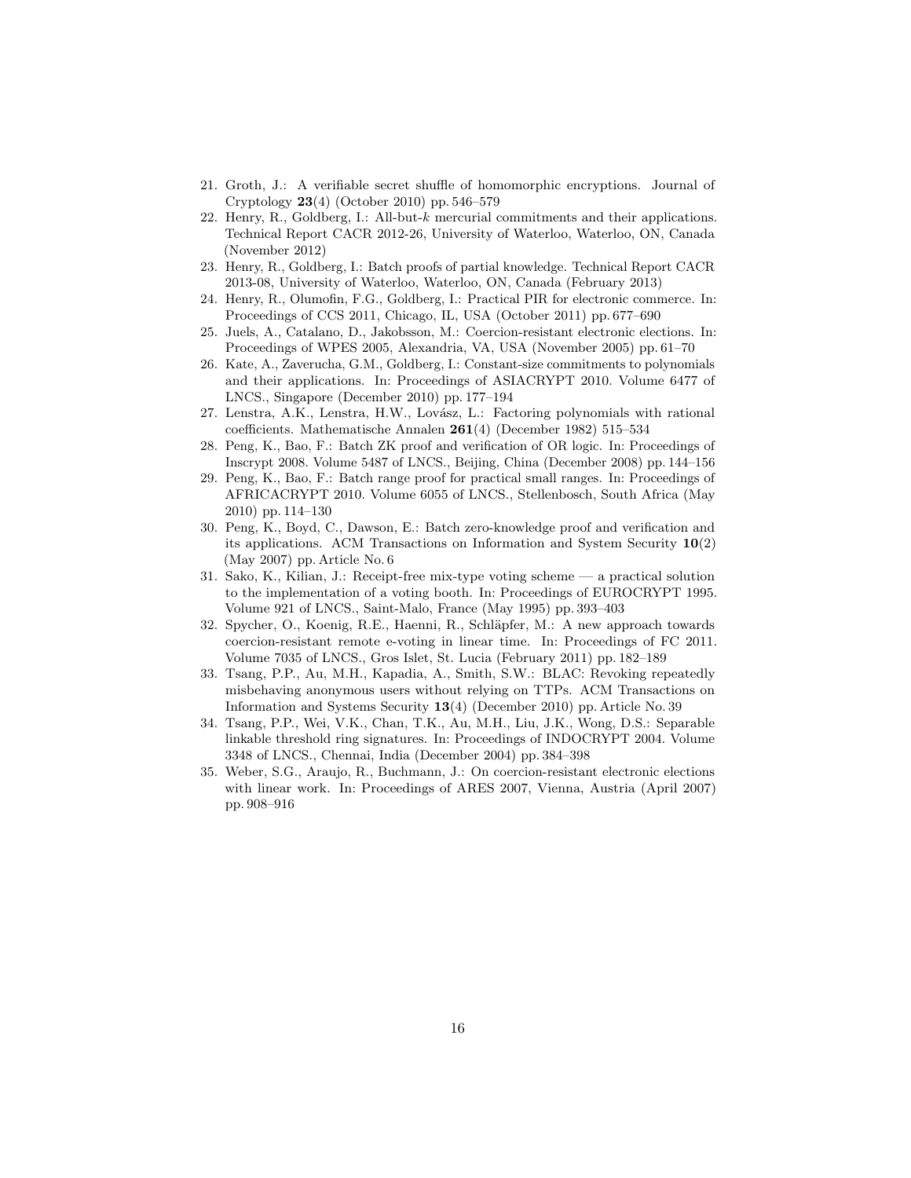21. Groth, J.: A verifiable secret shuffle of homomorphic encryptions. Journal of Cryptology **23**(4) (October 2010) pp. 546–579
22. Henry, R., Goldberg, I.: All-but-$k$ mercurial commitments and their applications. Technical Report CACR 2012-26, University of Waterloo, Waterloo, ON, Canada (November 2012)
23. Henry, R., Goldberg, I.: Batch proofs of partial knowledge. Technical Report CACR 2013-08, University of Waterloo, Waterloo, ON, Canada (February 2013)
24. Henry, R., Olumofin, F.G., Goldberg, I.: Practical PIR for electronic commerce. In: Proceedings of CCS 2011, Chicago, IL, USA (October 2011) pp. 677–690
25. Juels, A., Catalano, D., Jakobsson, M.: Coercion-resistant electronic elections. In: Proceedings of WPES 2005, Alexandria, VA, USA (November 2005) pp. 61–70
26. Kate, A., Zaverucha, G.M., Goldberg, I.: Constant-size commitments to polynomials and their applications. In: Proceedings of ASIACRYPT 2010. Volume 6477 of LNCS., Singapore (December 2010) pp. 177–194
27. Lenstra, A.K., Lenstra, H.W., Lovász, L.: Factoring polynomials with rational coefficients. Mathematische Annalen **261**(4) (December 1982) 515–534
28. Peng, K., Bao, F.: Batch ZK proof and verification of OR logic. In: Proceedings of Inscrypt 2008. Volume 5487 of LNCS., Beijing, China (December 2008) pp. 144–156
29. Peng, K., Bao, F.: Batch range proof for practical small ranges. In: Proceedings of AFRICACRYPT 2010. Volume 6055 of LNCS., Stellenbosch, South Africa (May 2010) pp. 114–130
30. Peng, K., Boyd, C., Dawson, E.: Batch zero-knowledge proof and verification and its applications. ACM Transactions on Information and System Security **10**(2) (May 2007) pp. Article No. 6
31. Sako, K., Kilian, J.: Receipt-free mix-type voting scheme — a practical solution to the implementation of a voting booth. In: Proceedings of EUROCRYPT 1995. Volume 921 of LNCS., Saint-Malo, France (May 1995) pp. 393–403
32. Spycher, O., Koenig, R.E., Haenni, R., Schläpfer, M.: A new approach towards coercion-resistant remote e-voting in linear time. In: Proceedings of FC 2011. Volume 7035 of LNCS., Gros Islet, St. Lucia (February 2011) pp. 182–189
33. Tsang, P.P., Au, M.H., Kapadia, A., Smith, S.W.: BLAC: Revoking repeatedly misbehaving anonymous users without relying on TTPs. ACM Transactions on Information and Systems Security **13**(4) (December 2010) pp. Article No. 39
34. Tsang, P.P., Wei, V.K., Chan, T.K., Au, M.H., Liu, J.K., Wong, D.S.: Separable linkable threshold ring signatures. In: Proceedings of INDOCRYPT 2004. Volume 3348 of LNCS., Chennai, India (December 2004) pp. 384–398
35. Weber, S.G., Araujo, R., Buchmann, J.: On coercion-resistant electronic elections with linear work. In: Proceedings of ARES 2007, Vienna, Austria (April 2007) pp. 908–916